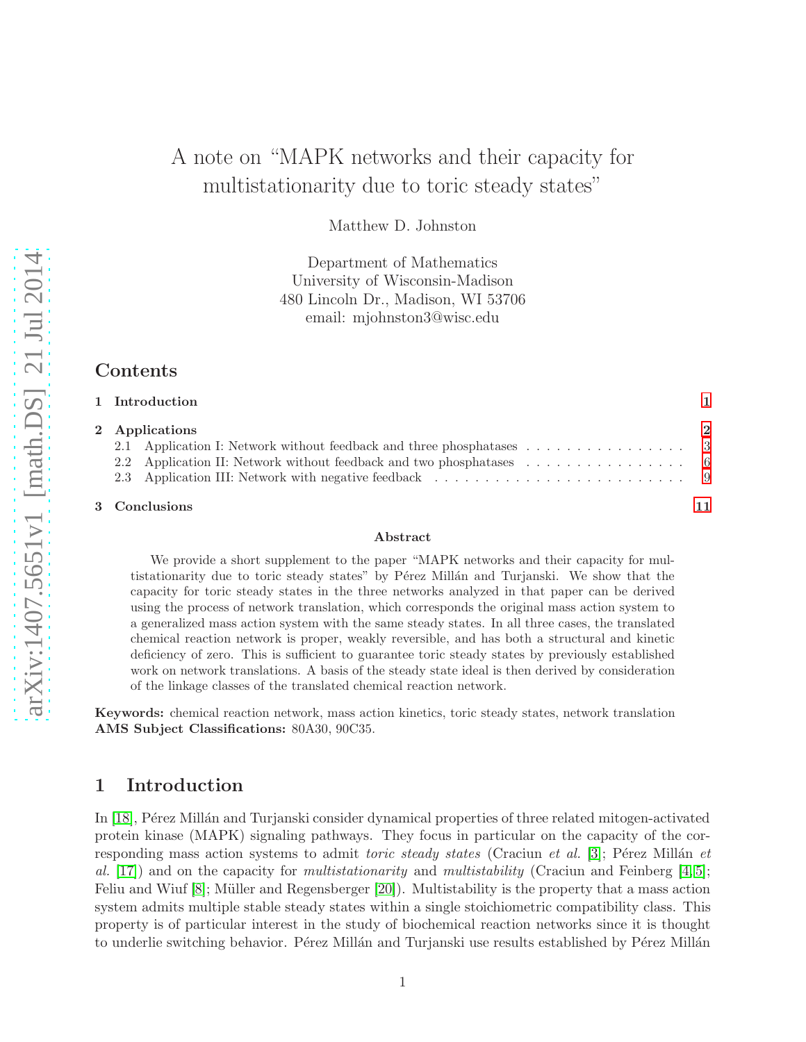# A note on "MAPK networks and their capacity for multistationarity due to toric steady states"

Matthew D. Johnston

Department of Mathematics
University of Wisconsin-Madison
480 Lincoln Dr., Madison, WI 53706
email: mjohnston3@wisc.edu

## Contents

1 Introduction — 1

2 Applications — 2
- 2.1 Application I: Network without feedback and three phosphatases — 3
- 2.2 Application II: Network without feedback and two phosphatases — 6
- 2.3 Application III: Network with negative feedback — 9

3 Conclusions — 11

**Abstract**

We provide a short supplement to the paper "MAPK networks and their capacity for multistationarity due to toric steady states" by Pérez Millán and Turjanski. We show that the capacity for toric steady states in the three networks analyzed in that paper can be derived using the process of network translation, which corresponds the original mass action system to a generalized mass action system with the same steady states. In all three cases, the translated chemical reaction network is proper, weakly reversible, and has both a structural and kinetic deficiency of zero. This is sufficient to guarantee toric steady states by previously established work on network translations. A basis of the steady state ideal is then derived by consideration of the linkage classes of the translated chemical reaction network.

**Keywords:** chemical reaction network, mass action kinetics, toric steady states, network translation
**AMS Subject Classifications:** 80A30, 90C35.

## 1 Introduction

In [18], Pérez Millán and Turjanski consider dynamical properties of three related mitogen-activated protein kinase (MAPK) signaling pathways. They focus in particular on the capacity of the corresponding mass action systems to admit *toric steady states* (Craciun *et al.* [3]; Pérez Millán *et al.* [17]) and on the capacity for *multistationarity* and *multistability* (Craciun and Feinberg [4,5]; Feliu and Wiuf [8]; Müller and Regensberger [20]). Multistability is the property that a mass action system admits multiple stable steady states within a single stoichiometric compatibility class. This property is of particular interest in the study of biochemical reaction networks since it is thought to underlie switching behavior. Pérez Millán and Turjanski use results established by Pérez Millán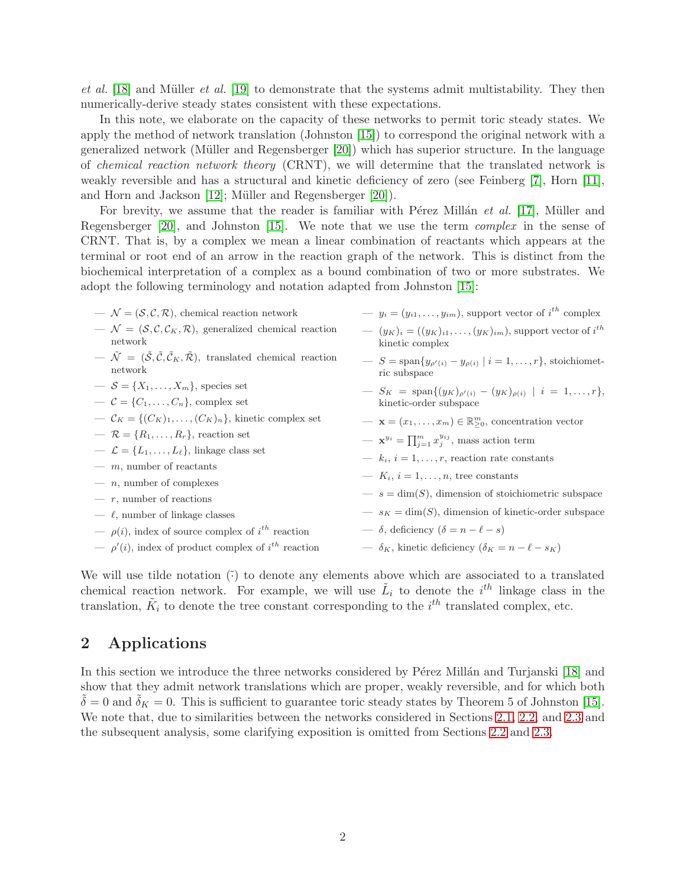*et al.* [18] and Müller *et al.* [19] to demonstrate that the systems admit multistability. They then numerically-derive steady states consistent with these expectations.

In this note, we elaborate on the capacity of these networks to permit toric steady states. We apply the method of network translation (Johnston [15]) to correspond the original network with a generalized network (Müller and Regensberger [20]) which has superior structure. In the language of *chemical reaction network theory* (CRNT), we will determine that the translated network is weakly reversible and has a structural and kinetic deficiency of zero (see Feinberg [7], Horn [11], and Horn and Jackson [12]; Müller and Regensberger [20]).

For brevity, we assume that the reader is familiar with Pérez Millán *et al.* [17], Müller and Regensberger [20], and Johnston [15]. We note that we use the term *complex* in the sense of CRNT. That is, by a complex we mean a linear combination of reactants which appears at the terminal or root end of an arrow in the reaction graph of the network. This is distinct from the biochemical interpretation of a complex as a bound combination of two or more substrates. We adopt the following terminology and notation adapted from Johnston [15]:

- $\mathcal{N} = (\mathcal{S}, \mathcal{C}, \mathcal{R})$, chemical reaction network
- $\mathcal{N} = (\mathcal{S}, \mathcal{C}, \mathcal{C}_K, \mathcal{R})$, generalized chemical reaction network
- $\tilde{\mathcal{N}} = (\tilde{\mathcal{S}}, \tilde{\mathcal{C}}, \tilde{\mathcal{C}}_K, \tilde{\mathcal{R}})$, translated chemical reaction network
- $\mathcal{S} = \{X_1, \ldots, X_m\}$, species set
- $\mathcal{C} = \{C_1, \ldots, C_n\}$, complex set
- $\mathcal{C}_K = \{(C_K)_1, \ldots, (C_K)_n\}$, kinetic complex set
- $\mathcal{R} = \{R_1, \ldots, R_r\}$, reaction set
- $\mathcal{L} = \{L_1, \ldots, L_\ell\}$, linkage class set
- $m$, number of reactants
- $n$, number of complexes
- $r$, number of reactions
- $\ell$, number of linkage classes
- $\rho(i)$, index of source complex of $i^{th}$ reaction
- $\rho'(i)$, index of product complex of $i^{th}$ reaction
- $y_i = (y_{i1}, \ldots, y_{im})$, support vector of $i^{th}$ complex
- $(y_K)_i = ((y_K)_{i1}, \ldots, (y_K)_{im})$, support vector of $i^{th}$ kinetic complex
- $S = \text{span}\{y_{\rho'(i)} - y_{\rho(i)} \mid i = 1, \ldots, r\}$, stoichiometric subspace
- $S_K = \text{span}\{(y_K)_{\rho'(i)} - (y_K)_{\rho(i)} \mid i = 1, \ldots, r\}$, kinetic-order subspace
- $\mathbf{x} = (x_1, \ldots, x_m) \in \mathbb{R}^m_{\geq 0}$, concentration vector
- $\mathbf{x}^{y_i} = \prod_{j=1}^m x_j^{y_{ij}}$, mass action term
- $k_i$, $i = 1, \ldots, r$, reaction rate constants
- $K_i$, $i = 1, \ldots, n$, tree constants
- $s = \dim(S)$, dimension of stoichiometric subspace
- $s_K = \dim(S)$, dimension of kinetic-order subspace
- $\delta$, deficiency ($\delta = n - \ell - s$)
- $\delta_K$, kinetic deficiency ($\delta_K = n - \ell - s_K$)

We will use tilde notation ($\tilde{\cdot}$) to denote any elements above which are associated to a translated chemical reaction network. For example, we will use $\tilde{L}_i$ to denote the $i^{th}$ linkage class in the translation, $\tilde{K}_i$ to denote the tree constant corresponding to the $i^{th}$ translated complex, etc.

## 2 Applications

In this section we introduce the three networks considered by Pérez Millán and Turjanski [18] and show that they admit network translations which are proper, weakly reversible, and for which both $\tilde{\delta} = 0$ and $\tilde{\delta}_K = 0$. This is sufficient to guarantee toric steady states by Theorem 5 of Johnston [15]. We note that, due to similarities between the networks considered in Sections 2.1, 2.2, and 2.3 and the subsequent analysis, some clarifying exposition is omitted from Sections 2.2 and 2.3.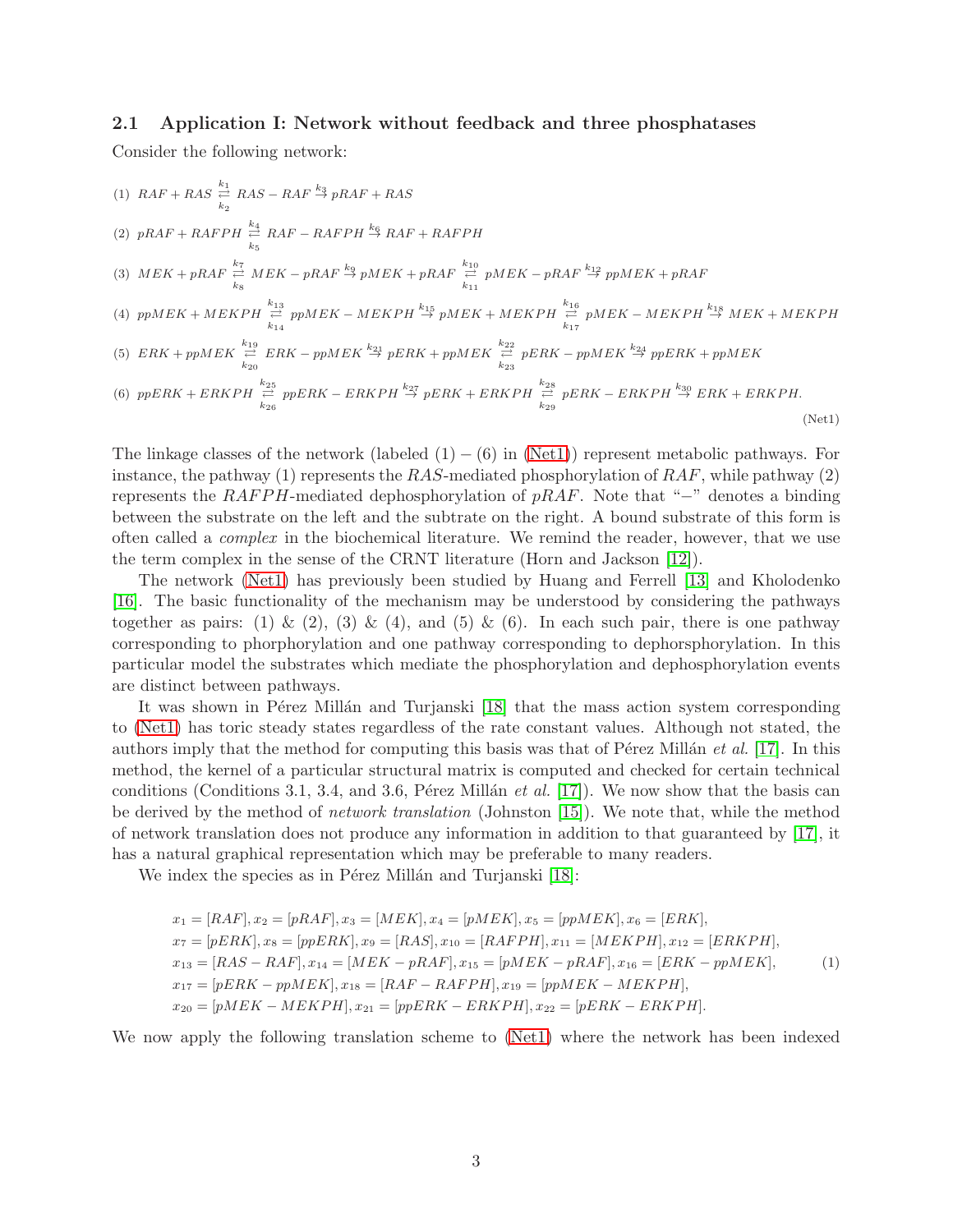### 2.1 Application I: Network without feedback and three phosphatases

Consider the following network:

$$
\begin{aligned}
&(1)\ RAF + RAS \underset{k_2}{\overset{k_1}{\rightleftarrows}} RAS-RAF \overset{k_3}{\to} pRAF + RAS \\
&(2)\ pRAF + RAFPH \underset{k_5}{\overset{k_4}{\rightleftarrows}} RAF-RAFPH \overset{k_6}{\to} RAF + RAFPH \\
&(3)\ MEK + pRAF \underset{k_8}{\overset{k_7}{\rightleftarrows}} MEK-pRAF \overset{k_9}{\to} pMEK + pRAF \underset{k_{11}}{\overset{k_{10}}{\rightleftarrows}} pMEK-pRAF \overset{k_{12}}{\to} ppMEK + pRAF \\
&(4)\ ppMEK + MEKPH \underset{k_{14}}{\overset{k_{13}}{\rightleftarrows}} ppMEK-MEKPH \overset{k_{15}}{\to} pMEK + MEKPH \underset{k_{17}}{\overset{k_{16}}{\rightleftarrows}} pMEK-MEKPH \overset{k_{18}}{\to} MEK + MEKPH \\
&(5)\ ERK + ppMEK \underset{k_{20}}{\overset{k_{19}}{\rightleftarrows}} ERK-ppMEK \overset{k_{21}}{\to} pERK + ppMEK \underset{k_{23}}{\overset{k_{22}}{\rightleftarrows}} pERK-ppMEK \overset{k_{24}}{\to} ppERK + ppMEK \\
&(6)\ ppERK + ERKPH \underset{k_{26}}{\overset{k_{25}}{\rightleftarrows}} ppERK-ERKPH \overset{k_{27}}{\to} pERK + ERKPH \underset{k_{29}}{\overset{k_{28}}{\rightleftarrows}} pERK-ERKPH \overset{k_{30}}{\to} ERK + ERKPH.
\end{aligned}
\tag{Net1}
$$

The linkage classes of the network (labeled $(1)-(6)$ in (Net1)) represent metabolic pathways. For instance, the pathway (1) represents the $RAS$-mediated phosphorylation of $RAF$, while pathway (2) represents the $RAFPH$-mediated dephosphorylation of $pRAF$. Note that "$-$" denotes a binding between the substrate on the left and the subtrate on the right. A bound substrate of this form is often called a *complex* in the biochemical literature. We remind the reader, however, that we use the term complex in the sense of the CRNT literature (Horn and Jackson [12]).

The network (Net1) has previously been studied by Huang and Ferrell [13] and Kholodenko [16]. The basic functionality of the mechanism may be understood by considering the pathways together as pairs: (1) & (2), (3) & (4), and (5) & (6). In each such pair, there is one pathway corresponding to phorphorylation and one pathway corresponding to dephorsphorylation. In this particular model the substrates which mediate the phosphorylation and dephosphorylation events are distinct between pathways.

It was shown in Pérez Millán and Turjanski [18] that the mass action system corresponding to (Net1) has toric steady states regardless of the rate constant values. Although not stated, the authors imply that the method for computing this basis was that of Pérez Millán *et al.* [17]. In this method, the kernel of a particular structural matrix is computed and checked for certain technical conditions (Conditions 3.1, 3.4, and 3.6, Pérez Millán *et al.* [17]). We now show that the basis can be derived by the method of *network translation* (Johnston [15]). We note that, while the method of network translation does not produce any information in addition to that guaranteed by [17], it has a natural graphical representation which may be preferable to many readers.

We index the species as in Pérez Millán and Turjanski [18]:

$$
\begin{aligned}
&x_1 = [RAF], x_2 = [pRAF], x_3 = [MEK], x_4 = [pMEK], x_5 = [ppMEK], x_6 = [ERK], \\
&x_7 = [pERK], x_8 = [ppERK], x_9 = [RAS], x_{10} = [RAFPH], x_{11} = [MEKPH], x_{12} = [ERKPH], \\
&x_{13} = [RAS-RAF], x_{14} = [MEK-pRAF], x_{15} = [pMEK-pRAF], x_{16} = [ERK-ppMEK], \\
&x_{17} = [pERK-ppMEK], x_{18} = [RAF-RAFPH], x_{19} = [ppMEK-MEKPH], \\
&x_{20} = [pMEK-MEKPH], x_{21} = [ppERK-ERKPH], x_{22} = [pERK-ERKPH].
\end{aligned}
\tag{1}
$$

We now apply the following translation scheme to (Net1) where the network has been indexed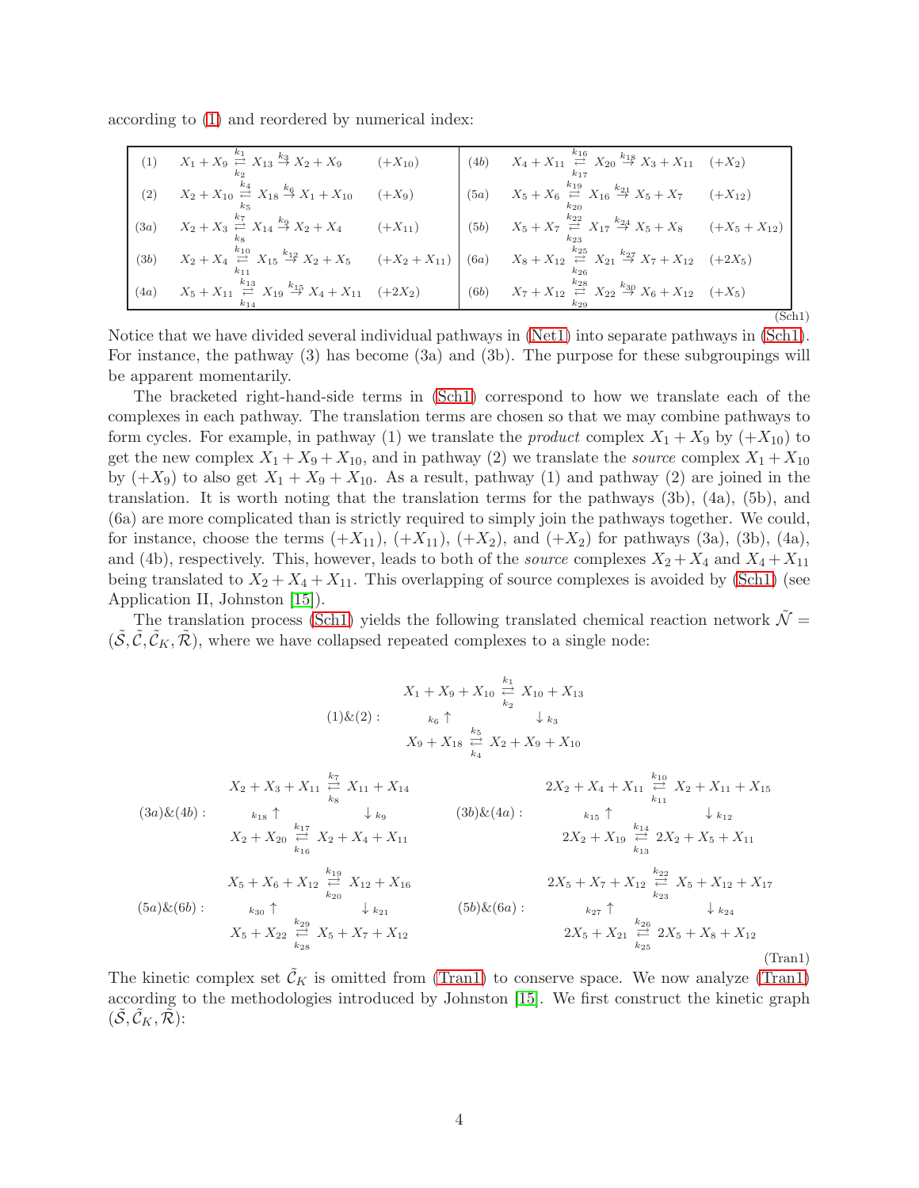according to (1) and reordered by numerical index:

$$
\begin{array}{|lll|lll|}
\hline
(1) & X_1 + X_9 \underset{k_2}{\overset{k_1}{\rightleftarrows}} X_{13} \overset{k_3}{\to} X_2 + X_9 & (+X_{10}) & (4b) & X_4 + X_{11} \underset{k_{17}}{\overset{k_{16}}{\rightleftarrows}} X_{20} \overset{k_{18}}{\to} X_3 + X_{11} & (+X_2) \\
(2) & X_2 + X_{10} \underset{k_5}{\overset{k_4}{\rightleftarrows}} X_{18} \overset{k_6}{\to} X_1 + X_{10} & (+X_9) & (5a) & X_5 + X_6 \underset{k_{20}}{\overset{k_{19}}{\rightleftarrows}} X_{16} \overset{k_{21}}{\to} X_5 + X_7 & (+X_{12}) \\
(3a) & X_2 + X_3 \underset{k_8}{\overset{k_7}{\rightleftarrows}} X_{14} \overset{k_9}{\to} X_2 + X_4 & (+X_{11}) & (5b) & X_5 + X_7 \underset{k_{23}}{\overset{k_{22}}{\rightleftarrows}} X_{17} \overset{k_{24}}{\to} X_5 + X_8 & (+X_5 + X_{12}) \\
(3b) & X_2 + X_4 \underset{k_{11}}{\overset{k_{10}}{\rightleftarrows}} X_{15} \overset{k_{12}}{\to} X_2 + X_5 & (+X_2 + X_{11}) & (6a) & X_8 + X_{12} \underset{k_{26}}{\overset{k_{25}}{\rightleftarrows}} X_{21} \overset{k_{27}}{\to} X_7 + X_{12} & (+2X_5) \\
(4a) & X_5 + X_{11} \underset{k_{14}}{\overset{k_{13}}{\rightleftarrows}} X_{19} \overset{k_{15}}{\to} X_4 + X_{11} & (+2X_2) & (6b) & X_7 + X_{12} \underset{k_{29}}{\overset{k_{28}}{\rightleftarrows}} X_{22} \overset{k_{30}}{\to} X_6 + X_{12} & (+X_5) \\
\hline
\end{array}
\tag{Sch1}
$$

Notice that we have divided several individual pathways in (Net1) into separate pathways in (Sch1). For instance, the pathway (3) has become (3a) and (3b). The purpose for these subgroupings will be apparent momentarily.

The bracketed right-hand-side terms in (Sch1) correspond to how we translate each of the complexes in each pathway. The translation terms are chosen so that we may combine pathways to form cycles. For example, in pathway (1) we translate the *product* complex $X_1 + X_9$ by $(+X_{10})$ to get the new complex $X_1 + X_9 + X_{10}$, and in pathway (2) we translate the *source* complex $X_1 + X_{10}$ by $(+X_9)$ to also get $X_1 + X_9 + X_{10}$. As a result, pathway (1) and pathway (2) are joined in the translation. It is worth noting that the translation terms for the pathways (3b), (4a), (5b), and (6a) are more complicated than is strictly required to simply join the pathways together. We could, for instance, choose the terms $(+X_{11})$, $(+X_{11})$, $(+X_2)$, and $(+X_2)$ for pathways (3a), (3b), (4a), and (4b), respectively. This, however, leads to both of the *source* complexes $X_2 + X_4$ and $X_4 + X_{11}$ being translated to $X_2 + X_4 + X_{11}$. This overlapping of source complexes is avoided by (Sch1) (see Application II, Johnston [15]).

The translation process (Sch1) yields the following translated chemical reaction network $\tilde{\mathcal{N}} = (\tilde{\mathcal{S}}, \tilde{\mathcal{C}}, \tilde{\mathcal{C}}_K, \tilde{\mathcal{R}})$, where we have collapsed repeated complexes to a single node:

$$
(1)\&(2): \quad
\begin{array}{ccc}
X_1 + X_9 + X_{10} & \underset{k_2}{\overset{k_1}{\rightleftarrows}} & X_{10} + X_{13} \\
{\scriptstyle k_6} \uparrow & & \downarrow {\scriptstyle k_3} \\
X_9 + X_{18} & \underset{k_4}{\overset{k_5}{\rightleftarrows}} & X_2 + X_9 + X_{10}
\end{array}
$$

$$
(3a)\&(4b): \quad
\begin{array}{ccc}
X_2 + X_3 + X_{11} & \underset{k_8}{\overset{k_7}{\rightleftarrows}} & X_{11} + X_{14} \\
{\scriptstyle k_{18}} \uparrow & & \downarrow {\scriptstyle k_9} \\
X_2 + X_{20} & \underset{k_{16}}{\overset{k_{17}}{\rightleftarrows}} & X_2 + X_4 + X_{11}
\end{array}
\qquad
(3b)\&(4a): \quad
\begin{array}{ccc}
2X_2 + X_4 + X_{11} & \underset{k_{11}}{\overset{k_{10}}{\rightleftarrows}} & X_2 + X_{11} + X_{15} \\
{\scriptstyle k_{15}} \uparrow & & \downarrow {\scriptstyle k_{12}} \\
2X_2 + X_{19} & \underset{k_{13}}{\overset{k_{14}}{\rightleftarrows}} & 2X_2 + X_5 + X_{11}
\end{array}
$$

$$
(5a)\&(6b): \quad
\begin{array}{ccc}
X_5 + X_6 + X_{12} & \underset{k_{20}}{\overset{k_{19}}{\rightleftarrows}} & X_{12} + X_{16} \\
{\scriptstyle k_{30}} \uparrow & & \downarrow {\scriptstyle k_{21}} \\
X_5 + X_{22} & \underset{k_{28}}{\overset{k_{29}}{\rightleftarrows}} & X_5 + X_7 + X_{12}
\end{array}
\qquad
(5b)\&(6a): \quad
\begin{array}{ccc}
2X_5 + X_7 + X_{12} & \underset{k_{23}}{\overset{k_{22}}{\rightleftarrows}} & X_5 + X_{12} + X_{17} \\
{\scriptstyle k_{27}} \uparrow & & \downarrow {\scriptstyle k_{24}} \\
2X_5 + X_{21} & \underset{k_{25}}{\overset{k_{26}}{\rightleftarrows}} & 2X_5 + X_8 + X_{12}
\end{array}
\tag{Tran1}
$$

The kinetic complex set $\tilde{\mathcal{C}}_K$ is omitted from (Tran1) to conserve space. We now analyze (Tran1) according to the methodologies introduced by Johnston [15]. We first construct the kinetic graph $(\tilde{\mathcal{S}}, \tilde{\mathcal{C}}_K, \tilde{\mathcal{R}})$: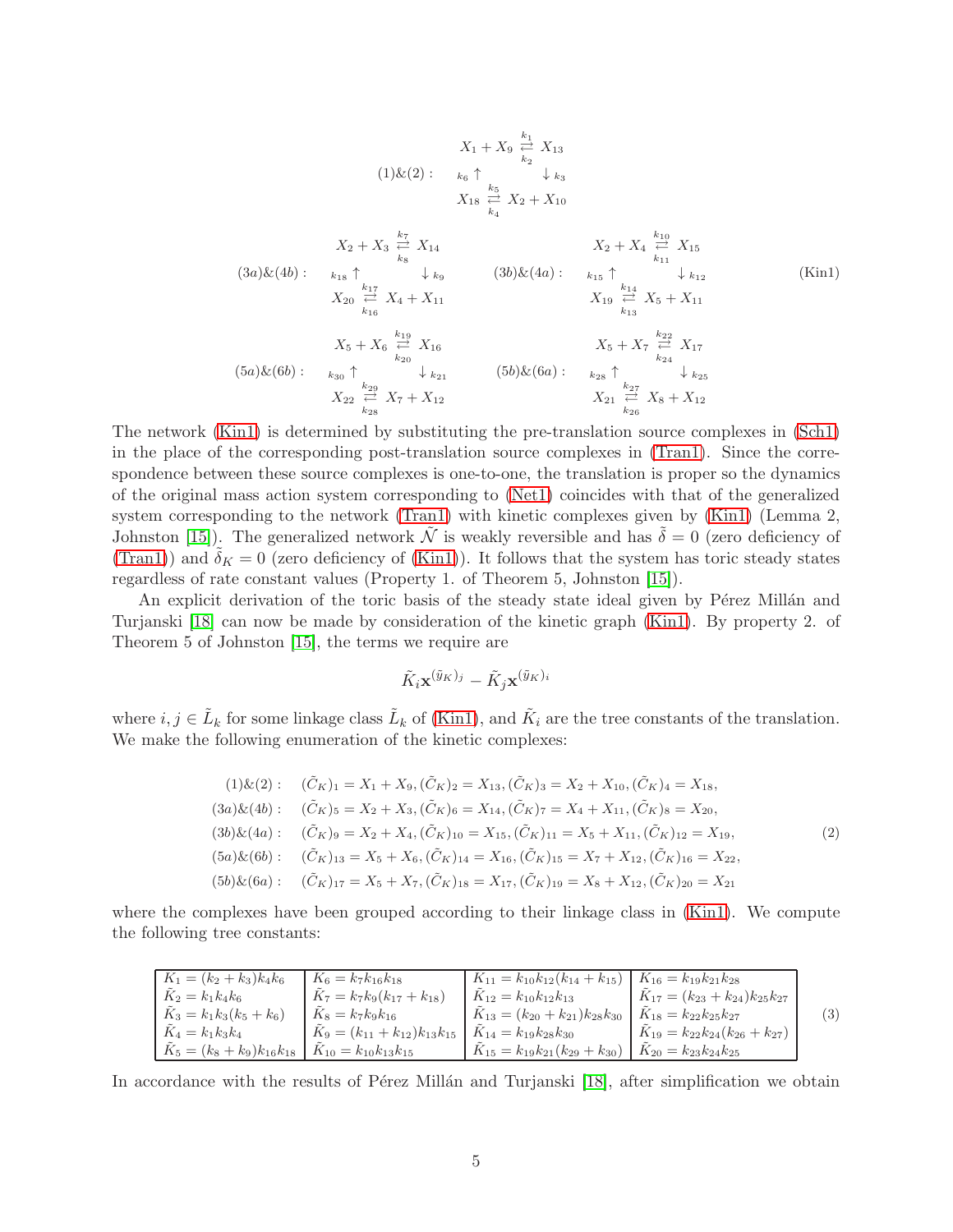$$
\begin{array}{ccc}
(1)\&(2): & \begin{array}{ccc} X_1 + X_9 & \underset{k_2}{\overset{k_1}{\rightleftarrows}} & X_{13} \\ {\scriptstyle k_6} \uparrow & & \downarrow {\scriptstyle k_3} \\ X_{18} & \underset{k_4}{\overset{k_5}{\rightleftarrows}} & X_2 + X_{10} \end{array} & \\
(3a)\&(4b): \begin{array}{ccc} X_2 + X_3 & \underset{k_8}{\overset{k_7}{\rightleftarrows}} & X_{14} \\ {\scriptstyle k_{18}} \uparrow & & \downarrow {\scriptstyle k_9} \\ X_{20} & \underset{k_{16}}{\overset{k_{17}}{\rightleftarrows}} & X_4 + X_{11} \end{array} & & (3b)\&(4a): \begin{array}{ccc} X_2 + X_4 & \underset{k_{11}}{\overset{k_{10}}{\rightleftarrows}} & X_{15} \\ {\scriptstyle k_{15}} \uparrow & & \downarrow {\scriptstyle k_{12}} \\ X_{19} & \underset{k_{13}}{\overset{k_{14}}{\rightleftarrows}} & X_5 + X_{11} \end{array} \\
(5a)\&(6b): \begin{array}{ccc} X_5 + X_6 & \underset{k_{20}}{\overset{k_{19}}{\rightleftarrows}} & X_{16} \\ {\scriptstyle k_{30}} \uparrow & & \downarrow {\scriptstyle k_{21}} \\ X_{22} & \underset{k_{28}}{\overset{k_{29}}{\rightleftarrows}} & X_7 + X_{12} \end{array} & & (5b)\&(6a): \begin{array}{ccc} X_5 + X_7 & \underset{k_{24}}{\overset{k_{22}}{\rightleftarrows}} & X_{17} \\ {\scriptstyle k_{28}} \uparrow & & \downarrow {\scriptstyle k_{25}} \\ X_{21} & \underset{k_{26}}{\overset{k_{27}}{\rightleftarrows}} & X_8 + X_{12} \end{array}
\end{array}
\quad \text{(Kin1)}
$$

The network (Kin1) is determined by substituting the pre-translation source complexes in (Sch1) in the place of the corresponding post-translation source complexes in (Tran1). Since the correspondence between these source complexes is one-to-one, the translation is proper so the dynamics of the original mass action system corresponding to (Net1) coincides with that of the generalized system corresponding to the network (Tran1) with kinetic complexes given by (Kin1) (Lemma 2, Johnston [15]). The generalized network $\tilde{\mathcal{N}}$ is weakly reversible and has $\tilde{\delta} = 0$ (zero deficiency of (Tran1)) and $\tilde{\delta}_K = 0$ (zero deficiency of (Kin1)). It follows that the system has toric steady states regardless of rate constant values (Property 1. of Theorem 5, Johnston [15]).

An explicit derivation of the toric basis of the steady state ideal given by Pérez Millán and Turjanski [18] can now be made by consideration of the kinetic graph (Kin1). By property 2. of Theorem 5 of Johnston [15], the terms we require are

$$\tilde{K}_i \mathbf{x}^{(\tilde{y}_K)_j} - \tilde{K}_j \mathbf{x}^{(\tilde{y}_K)_i}$$

where $i, j \in \tilde{L}_k$ for some linkage class $\tilde{L}_k$ of (Kin1), and $\tilde{K}_i$ are the tree constants of the translation. We make the following enumeration of the kinetic complexes:

$$
\begin{array}{ll}
(1)\&(2): & (\tilde{C}_K)_1 = X_1 + X_9, (\tilde{C}_K)_2 = X_{13}, (\tilde{C}_K)_3 = X_2 + X_{10}, (\tilde{C}_K)_4 = X_{18}, \\
(3a)\&(4b): & (\tilde{C}_K)_5 = X_2 + X_3, (\tilde{C}_K)_6 = X_{14}, (\tilde{C}_K)_7 = X_4 + X_{11}, (\tilde{C}_K)_8 = X_{20}, \\
(3b)\&(4a): & (\tilde{C}_K)_9 = X_2 + X_4, (\tilde{C}_K)_{10} = X_{15}, (\tilde{C}_K)_{11} = X_5 + X_{11}, (\tilde{C}_K)_{12} = X_{19}, \\
(5a)\&(6b): & (\tilde{C}_K)_{13} = X_5 + X_6, (\tilde{C}_K)_{14} = X_{16}, (\tilde{C}_K)_{15} = X_7 + X_{12}, (\tilde{C}_K)_{16} = X_{22}, \\
(5b)\&(6a): & (\tilde{C}_K)_{17} = X_5 + X_7, (\tilde{C}_K)_{18} = X_{17}, (\tilde{C}_K)_{19} = X_8 + X_{12}, (\tilde{C}_K)_{20} = X_{21}
\end{array}
\quad (2)
$$

where the complexes have been grouped according to their linkage class in (Kin1). We compute the following tree constants:

| | | | |
|---|---|---|---|
| $\tilde{K}_1 = (k_2 + k_3)k_4k_6$ | $\tilde{K}_6 = k_7k_{16}k_{18}$ | $\tilde{K}_{11} = k_{10}k_{12}(k_{14} + k_{15})$ | $\tilde{K}_{16} = k_{19}k_{21}k_{28}$ |
| $\tilde{K}_2 = k_1k_4k_6$ | $\tilde{K}_7 = k_7k_9(k_{17} + k_{18})$ | $\tilde{K}_{12} = k_{10}k_{12}k_{13}$ | $\tilde{K}_{17} = (k_{23} + k_{24})k_{25}k_{27}$ |
| $\tilde{K}_3 = k_1k_3(k_5 + k_6)$ | $\tilde{K}_8 = k_7k_9k_{16}$ | $\tilde{K}_{13} = (k_{20} + k_{21})k_{28}k_{30}$ | $\tilde{K}_{18} = k_{22}k_{25}k_{27}$ |
| $\tilde{K}_4 = k_1k_3k_4$ | $\tilde{K}_9 = (k_{11} + k_{12})k_{13}k_{15}$ | $\tilde{K}_{14} = k_{19}k_{28}k_{30}$ | $\tilde{K}_{19} = k_{22}k_{24}(k_{26} + k_{27})$ |
| $\tilde{K}_5 = (k_8 + k_9)k_{16}k_{18}$ | $\tilde{K}_{10} = k_{10}k_{13}k_{15}$ | $\tilde{K}_{15} = k_{19}k_{21}(k_{29} + k_{30})$ | $\tilde{K}_{20} = k_{23}k_{24}k_{25}$ |

(3)

In accordance with the results of Pérez Millán and Turjanski [18], after simplification we obtain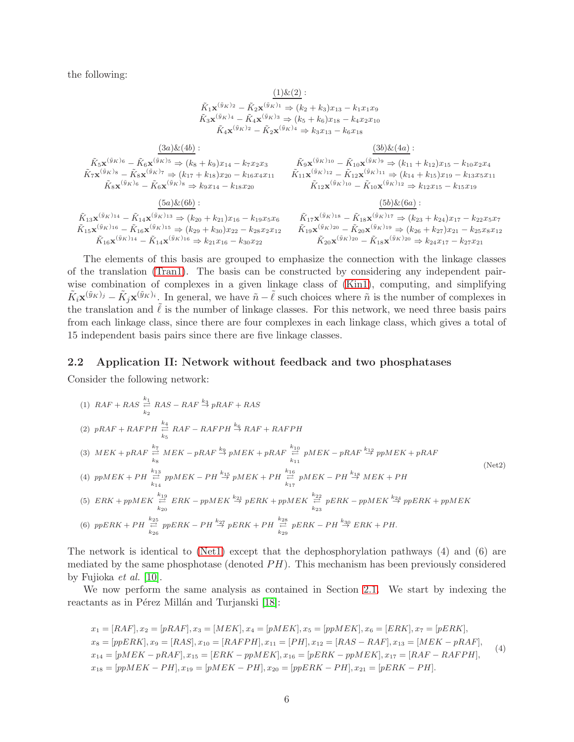the following:

$$\underline{(1)\&(2)}:$$

$$\begin{aligned}
\tilde{K}_1\mathbf{x}^{(\tilde{y}_K)_2} - \tilde{K}_2\mathbf{x}^{(\tilde{y}_K)_1} &\Rightarrow (k_2+k_3)x_{13} - k_1x_1x_9\\
\tilde{K}_3\mathbf{x}^{(\tilde{y}_K)_4} - \tilde{K}_4\mathbf{x}^{(\tilde{y}_K)_3} &\Rightarrow (k_5+k_6)x_{18} - k_4x_2x_{10}\\
\tilde{K}_4\mathbf{x}^{(\tilde{y}_K)_2} - \tilde{K}_2\mathbf{x}^{(\tilde{y}_K)_4} &\Rightarrow k_3x_{13} - k_6x_{18}
\end{aligned}$$

$$\underline{(3a)\&(4b)}:$$

$$\begin{aligned}
\tilde{K}_5\mathbf{x}^{(\tilde{y}_K)_6} - \tilde{K}_6\mathbf{x}^{(\tilde{y}_K)_5} &\Rightarrow (k_8+k_9)x_{14} - k_7x_2x_3\\
\tilde{K}_7\mathbf{x}^{(\tilde{y}_K)_8} - \tilde{K}_8\mathbf{x}^{(\tilde{y}_K)_7} &\Rightarrow (k_{17}+k_{18})x_{20} - k_{16}x_4x_{11}\\
\tilde{K}_8\mathbf{x}^{(\tilde{y}_K)_6} - \tilde{K}_6\mathbf{x}^{(\tilde{y}_K)_8} &\Rightarrow k_9x_{14} - k_{18}x_{20}
\end{aligned}$$

$$\underline{(3b)\&(4a)}:$$

$$\begin{aligned}
\tilde{K}_9\mathbf{x}^{(\tilde{y}_K)_{10}} - \tilde{K}_{10}\mathbf{x}^{(\tilde{y}_K)_9} &\Rightarrow (k_{11}+k_{12})x_{15} - k_{10}x_2x_4\\
\tilde{K}_{11}\mathbf{x}^{(\tilde{y}_K)_{12}} - \tilde{K}_{12}\mathbf{x}^{(\tilde{y}_K)_{11}} &\Rightarrow (k_{14}+k_{15})x_{19} - k_{13}x_5x_{11}\\
\tilde{K}_{12}\mathbf{x}^{(\tilde{y}_K)_{10}} - \tilde{K}_{10}\mathbf{x}^{(\tilde{y}_K)_{12}} &\Rightarrow k_{12}x_{15} - k_{15}x_{19}
\end{aligned}$$

$$\underline{(5a)\&(6b)}:$$

$$\begin{aligned}
\tilde{K}_{13}\mathbf{x}^{(\tilde{y}_K)_{14}} - \tilde{K}_{14}\mathbf{x}^{(\tilde{y}_K)_{13}} &\Rightarrow (k_{20}+k_{21})x_{16} - k_{19}x_5x_6\\
\tilde{K}_{15}\mathbf{x}^{(\tilde{y}_K)_{16}} - \tilde{K}_{16}\mathbf{x}^{(\tilde{y}_K)_{15}} &\Rightarrow (k_{29}+k_{30})x_{22} - k_{28}x_2x_{12}\\
\tilde{K}_{16}\mathbf{x}^{(\tilde{y}_K)_{14}} - \tilde{K}_{14}\mathbf{x}^{(\tilde{y}_K)_{16}} &\Rightarrow k_{21}x_{16} - k_{30}x_{22}
\end{aligned}$$

$$\underline{(5b)\&(6a)}:$$

$$\begin{aligned}
\tilde{K}_{17}\mathbf{x}^{(\tilde{y}_K)_{18}} - \tilde{K}_{18}\mathbf{x}^{(\tilde{y}_K)_{17}} &\Rightarrow (k_{23}+k_{24})x_{17} - k_{22}x_5x_7\\
\tilde{K}_{19}\mathbf{x}^{(\tilde{y}_K)_{20}} - \tilde{K}_{20}\mathbf{x}^{(\tilde{y}_K)_{19}} &\Rightarrow (k_{26}+k_{27})x_{21} - k_{25}x_8x_{12}\\
\tilde{K}_{20}\mathbf{x}^{(\tilde{y}_K)_{20}} - \tilde{K}_{18}\mathbf{x}^{(\tilde{y}_K)_{20}} &\Rightarrow k_{24}x_{17} - k_{27}x_{21}
\end{aligned}$$

The elements of this basis are grouped to emphasize the connection with the linkage classes of the translation (Tran1). The basis can be constructed by considering any independent pair-wise combination of complexes in a given linkage class of (Kin1), computing, and simplifying $\tilde{K}_i\mathbf{x}^{(\tilde{y}_K)_j} - \tilde{K}_j\mathbf{x}^{(\tilde{y}_K)_i}$. In general, we have $\tilde{n} - \tilde{\ell}$ such choices where $\tilde{n}$ is the number of complexes in the translation and $\tilde{\ell}$ is the number of linkage classes. For this network, we need three basis pairs from each linkage class, since there are four complexes in each linkage class, which gives a total of 15 independent basis pairs since there are five linkage classes.

## 2.2 Application II: Network without feedback and two phosphatases

Consider the following network:

$$\begin{aligned}
&(1)\;\; RAF + RAS \underset{k_2}{\overset{k_1}{\rightleftarrows}} RAS-RAF \overset{k_3}{\to} pRAF + RAS\\
&(2)\;\; pRAF + RAFPH \underset{k_5}{\overset{k_4}{\rightleftarrows}} RAF-RAFPH \overset{k_6}{\to} RAF + RAFPH\\
&(3)\;\; MEK + pRAF \underset{k_8}{\overset{k_7}{\rightleftarrows}} MEK-pRAF \overset{k_9}{\to} pMEK + pRAF \underset{k_{11}}{\overset{k_{10}}{\rightleftarrows}} pMEK-pRAF \overset{k_{12}}{\to} ppMEK + pRAF\\
&(4)\;\; ppMEK + PH \underset{k_{14}}{\overset{k_{13}}{\rightleftarrows}} ppMEK-PH \overset{k_{15}}{\to} pMEK + PH \underset{k_{17}}{\overset{k_{16}}{\rightleftarrows}} pMEK-PH \overset{k_{18}}{\to} MEK + PH\\
&(5)\;\; ERK + ppMEK \underset{k_{20}}{\overset{k_{19}}{\rightleftarrows}} ERK-ppMEK \overset{k_{21}}{\to} pERK + ppMEK \underset{k_{23}}{\overset{k_{22}}{\rightleftarrows}} pERK-ppMEK \overset{k_{24}}{\to} ppERK + ppMEK\\
&(6)\;\; ppERK + PH \underset{k_{26}}{\overset{k_{25}}{\rightleftarrows}} ppERK-PH \overset{k_{27}}{\to} pERK + PH \underset{k_{29}}{\overset{k_{28}}{\rightleftarrows}} pERK-PH \overset{k_{30}}{\to} ERK + PH.
\end{aligned} \tag{Net2}$$

The network is identical to (Net1) except that the dephosphorylation pathways (4) and (6) are mediated by the same phosphotase (denoted $PH$). This mechanism has been previously considered by Fujioka *et al.* [10].

We now perform the same analysis as contained in Section 2.1. We start by indexing the reactants as in Pérez Millán and Turjanski [18]:

$$\begin{aligned}
&x_1 = [RAF], x_2 = [pRAF], x_3 = [MEK], x_4 = [pMEK], x_5 = [ppMEK], x_6 = [ERK], x_7 = [pERK],\\
&x_8 = [ppERK], x_9 = [RAS], x_{10} = [RAFPH], x_{11} = [PH], x_{12} = [RAS-RAF], x_{13} = [MEK-pRAF],\\
&x_{14} = [pMEK-pRAF], x_{15} = [ERK-ppMEK], x_{16} = [pERK-ppMEK], x_{17} = [RAF-RAFPH],\\
&x_{18} = [ppMEK-PH], x_{19} = [pMEK-PH], x_{20} = [ppERK-PH], x_{21} = [pERK-PH].
\end{aligned} \tag{4}$$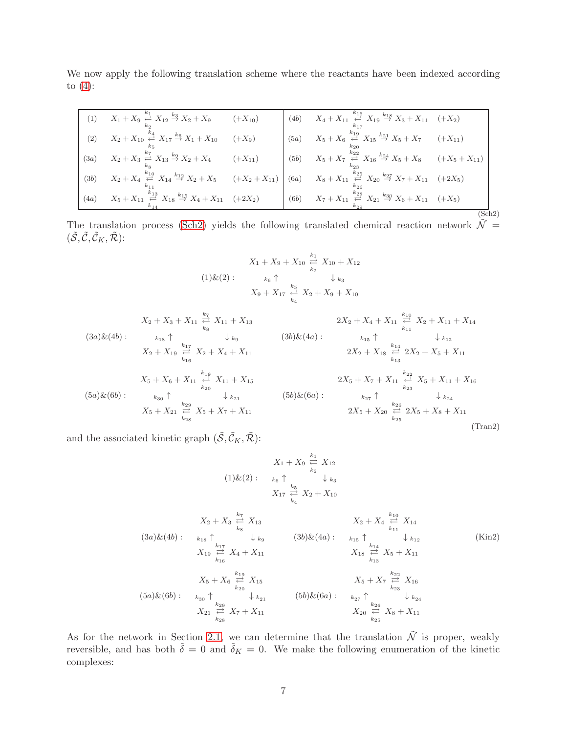We now apply the following translation scheme where the reactants have been indexed according to (4):

| | | | | | |
|---|---|---|---|---|---|
| (1) | $X_1 + X_9 \overset{k_1}{\underset{k_2}{\rightleftarrows}} X_{12} \overset{k_3}{\rightarrow} X_2 + X_9$ | $(+X_{10})$ | (4b) | $X_4 + X_{11} \overset{k_{16}}{\underset{k_{17}}{\rightleftarrows}} X_{19} \overset{k_{18}}{\rightarrow} X_3 + X_{11}$ | $(+X_2)$ |
| (2) | $X_2 + X_{10} \overset{k_4}{\underset{k_5}{\rightleftarrows}} X_{17} \overset{k_6}{\rightarrow} X_1 + X_{10}$ | $(+X_9)$ | (5a) | $X_5 + X_6 \overset{k_{19}}{\underset{k_{20}}{\rightleftarrows}} X_{15} \overset{k_{21}}{\rightarrow} X_5 + X_7$ | $(+X_{11})$ |
| (3a) | $X_2 + X_3 \overset{k_7}{\underset{k_8}{\rightleftarrows}} X_{13} \overset{k_9}{\rightarrow} X_2 + X_4$ | $(+X_{11})$ | (5b) | $X_5 + X_7 \overset{k_{22}}{\underset{k_{23}}{\rightleftarrows}} X_{16} \overset{k_{24}}{\rightarrow} X_5 + X_8$ | $(+X_5 + X_{11})$ |
| (3b) | $X_2 + X_4 \overset{k_{10}}{\underset{k_{11}}{\rightleftarrows}} X_{14} \overset{k_{12}}{\rightarrow} X_2 + X_5$ | $(+X_2 + X_{11})$ | (6a) | $X_8 + X_{11} \overset{k_{25}}{\underset{k_{26}}{\rightleftarrows}} X_{20} \overset{k_{27}}{\rightarrow} X_7 + X_{11}$ | $(+2X_5)$ |
| (4a) | $X_5 + X_{11} \overset{k_{13}}{\underset{k_{14}}{\rightleftarrows}} X_{18} \overset{k_{15}}{\rightarrow} X_4 + X_{11}$ | $(+2X_2)$ | (6b) | $X_7 + X_{11} \overset{k_{28}}{\underset{k_{29}}{\rightleftarrows}} X_{21} \overset{k_{30}}{\rightarrow} X_6 + X_{11}$ | $(+X_5)$ |

(Sch2)

The translation process (Sch2) yields the following translated chemical reaction network $\tilde{\mathcal{N}} = (\tilde{\mathcal{S}}, \tilde{\mathcal{C}}, \tilde{\mathcal{C}}_K, \tilde{\mathcal{R}})$:

$$
(1)\&(2): \quad \begin{array}{ccc} X_1 + X_9 + X_{10} & \overset{k_1}{\underset{k_2}{\rightleftarrows}} & X_{10} + X_{12} \\ {\scriptstyle k_6} \uparrow & & \downarrow {\scriptstyle k_3} \\ X_9 + X_{17} & \overset{k_5}{\underset{k_4}{\rightleftarrows}} & X_2 + X_9 + X_{10} \end{array}
$$

$$
(3a)\&(4b): \quad \begin{array}{ccc} X_2 + X_3 + X_{11} & \overset{k_7}{\underset{k_8}{\rightleftarrows}} & X_{11} + X_{13} \\ {\scriptstyle k_{18}} \uparrow & & \downarrow {\scriptstyle k_9} \\ X_2 + X_{19} & \overset{k_{17}}{\underset{k_{16}}{\rightleftarrows}} & X_2 + X_4 + X_{11} \end{array}
\qquad
(3b)\&(4a): \quad \begin{array}{ccc} 2X_2 + X_4 + X_{11} & \overset{k_{10}}{\underset{k_{11}}{\rightleftarrows}} & X_2 + X_{11} + X_{14} \\ {\scriptstyle k_{15}} \uparrow & & \downarrow {\scriptstyle k_{12}} \\ 2X_2 + X_{18} & \overset{k_{14}}{\underset{k_{13}}{\rightleftarrows}} & 2X_2 + X_5 + X_{11} \end{array}
$$

$$
(5a)\&(6b): \quad \begin{array}{ccc} X_5 + X_6 + X_{11} & \overset{k_{19}}{\underset{k_{20}}{\rightleftarrows}} & X_{11} + X_{15} \\ {\scriptstyle k_{30}} \uparrow & & \downarrow {\scriptstyle k_{21}} \\ X_5 + X_{21} & \overset{k_{29}}{\underset{k_{28}}{\rightleftarrows}} & X_5 + X_7 + X_{11} \end{array}
\qquad
(5b)\&(6a): \quad \begin{array}{ccc} 2X_5 + X_7 + X_{11} & \overset{k_{22}}{\underset{k_{23}}{\rightleftarrows}} & X_5 + X_{11} + X_{16} \\ {\scriptstyle k_{27}} \uparrow & & \downarrow {\scriptstyle k_{24}} \\ 2X_5 + X_{20} & \overset{k_{26}}{\underset{k_{25}}{\rightleftarrows}} & 2X_5 + X_8 + X_{11} \end{array}
\tag{Tran2}
$$

and the associated kinetic graph $(\tilde{\mathcal{S}}, \tilde{\mathcal{C}}_K, \tilde{\mathcal{R}})$:

$$
(1)\&(2): \quad \begin{array}{ccc} X_1 + X_9 & \overset{k_1}{\underset{k_2}{\rightleftarrows}} & X_{12} \\ {\scriptstyle k_6} \uparrow & & \downarrow {\scriptstyle k_3} \\ X_{17} & \overset{k_5}{\underset{k_4}{\rightleftarrows}} & X_2 + X_{10} \end{array}
$$

$$
(3a)\&(4b): \quad \begin{array}{ccc} X_2 + X_3 & \overset{k_7}{\underset{k_8}{\rightleftarrows}} & X_{13} \\ {\scriptstyle k_{18}} \uparrow & & \downarrow {\scriptstyle k_9} \\ X_{19} & \overset{k_{17}}{\underset{k_{16}}{\rightleftarrows}} & X_4 + X_{11} \end{array}
\qquad
(3b)\&(4a): \quad \begin{array}{ccc} X_2 + X_4 & \overset{k_{10}}{\underset{k_{11}}{\rightleftarrows}} & X_{14} \\ {\scriptstyle k_{15}} \uparrow & & \downarrow {\scriptstyle k_{12}} \\ X_{18} & \overset{k_{14}}{\underset{k_{13}}{\rightleftarrows}} & X_5 + X_{11} \end{array}
$$

$$
(5a)\&(6b): \quad \begin{array}{ccc} X_5 + X_6 & \overset{k_{19}}{\underset{k_{20}}{\rightleftarrows}} & X_{15} \\ {\scriptstyle k_{30}} \uparrow & & \downarrow {\scriptstyle k_{21}} \\ X_{21} & \overset{k_{29}}{\underset{k_{28}}{\rightleftarrows}} & X_7 + X_{11} \end{array}
\qquad
(5b)\&(6a): \quad \begin{array}{ccc} X_5 + X_7 & \overset{k_{22}}{\underset{k_{23}}{\rightleftarrows}} & X_{16} \\ {\scriptstyle k_{27}} \uparrow & & \downarrow {\scriptstyle k_{24}} \\ X_{20} & \overset{k_{26}}{\underset{k_{25}}{\rightleftarrows}} & X_8 + X_{11} \end{array}
\tag{Kin2}
$$

As for the network in Section 2.1, we can determine that the translation $\tilde{\mathcal{N}}$ is proper, weakly reversible, and has both $\tilde{\delta} = 0$ and $\tilde{\delta}_K = 0$. We make the following enumeration of the kinetic complexes: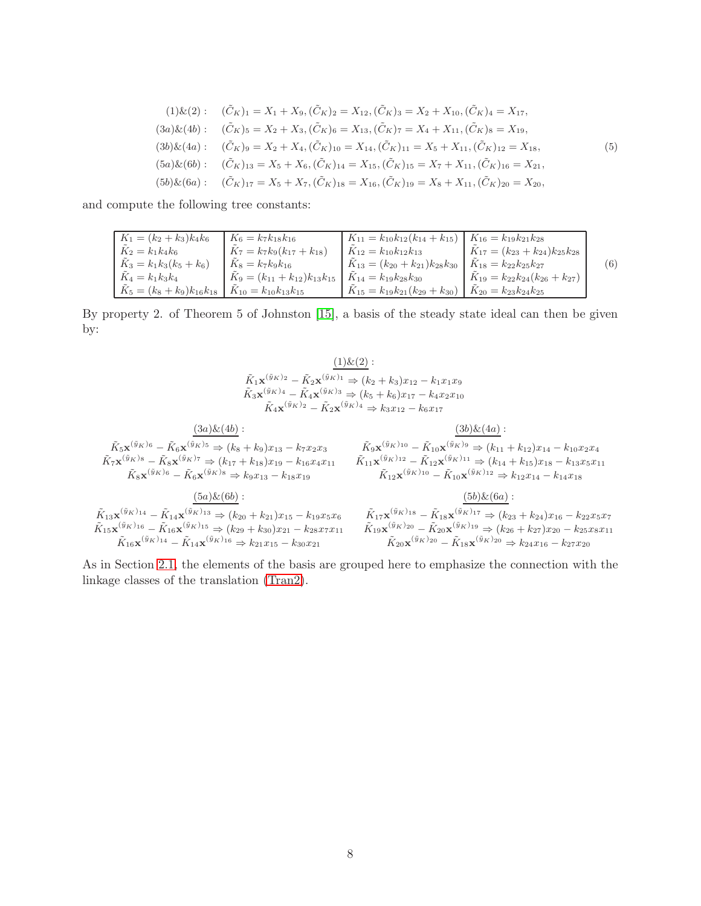$$
\begin{aligned}
(1)\&(2): &\quad (\tilde{C}_K)_1 = X_1 + X_9, (\tilde{C}_K)_2 = X_{12}, (\tilde{C}_K)_3 = X_2 + X_{10}, (\tilde{C}_K)_4 = X_{17}, \\
(3a)\&(4b): &\quad (\tilde{C}_K)_5 = X_2 + X_3, (\tilde{C}_K)_6 = X_{13}, (\tilde{C}_K)_7 = X_4 + X_{11}, (\tilde{C}_K)_8 = X_{19}, \\
(3b)\&(4a): &\quad (\tilde{C}_K)_9 = X_2 + X_4, (\tilde{C}_K)_{10} = X_{14}, (\tilde{C}_K)_{11} = X_5 + X_{11}, (\tilde{C}_K)_{12} = X_{18}, \\
(5a)\&(6b): &\quad (\tilde{C}_K)_{13} = X_5 + X_6, (\tilde{C}_K)_{14} = X_{15}, (\tilde{C}_K)_{15} = X_7 + X_{11}, (\tilde{C}_K)_{16} = X_{21}, \\
(5b)\&(6a): &\quad (\tilde{C}_K)_{17} = X_5 + X_7, (\tilde{C}_K)_{18} = X_{16}, (\tilde{C}_K)_{19} = X_8 + X_{11}, (\tilde{C}_K)_{20} = X_{20},
\end{aligned}
\tag{5}
$$

and compute the following tree constants:

$$
\begin{array}{|l|l|l|l|}
\hline
\tilde{K}_1 = (k_2 + k_3)k_4k_6 & \tilde{K}_6 = k_7k_{18}k_{16} & \tilde{K}_{11} = k_{10}k_{12}(k_{14} + k_{15}) & \tilde{K}_{16} = k_{19}k_{21}k_{28} \\
\tilde{K}_2 = k_1k_4k_6 & \tilde{K}_7 = k_7k_9(k_{17} + k_{18}) & \tilde{K}_{12} = k_{10}k_{12}k_{13} & \tilde{K}_{17} = (k_{23} + k_{24})k_{25}k_{28} \\
\tilde{K}_3 = k_1k_3(k_5 + k_6) & \tilde{K}_8 = k_7k_9k_{16} & \tilde{K}_{13} = (k_{20} + k_{21})k_{28}k_{30} & \tilde{K}_{18} = k_{22}k_{25}k_{27} \\
\tilde{K}_4 = k_1k_3k_4 & \tilde{K}_9 = (k_{11} + k_{12})k_{13}k_{15} & \tilde{K}_{14} = k_{19}k_{28}k_{30} & \tilde{K}_{19} = k_{22}k_{24}(k_{26} + k_{27}) \\
\tilde{K}_5 = (k_8 + k_9)k_{16}k_{18} & \tilde{K}_{10} = k_{10}k_{13}k_{15} & \tilde{K}_{15} = k_{19}k_{21}(k_{29} + k_{30}) & \tilde{K}_{20} = k_{23}k_{24}k_{25} \\
\hline
\end{array}
\tag{6}
$$

By property 2. of Theorem 5 of Johnston [15], a basis of the steady state ideal can then be given by:

$$
\underline{(1)\&(2)}:
$$

$$
\begin{aligned}
\tilde{K}_1\mathbf{x}^{(\tilde{y}_K)_2} - \tilde{K}_2\mathbf{x}^{(\tilde{y}_K)_1} &\Rightarrow (k_2 + k_3)x_{12} - k_1x_1x_9 \\
\tilde{K}_3\mathbf{x}^{(\tilde{y}_K)_4} - \tilde{K}_4\mathbf{x}^{(\tilde{y}_K)_3} &\Rightarrow (k_5 + k_6)x_{17} - k_4x_2x_{10} \\
\tilde{K}_4\mathbf{x}^{(\tilde{y}_K)_2} - \tilde{K}_2\mathbf{x}^{(\tilde{y}_K)_4} &\Rightarrow k_3x_{12} - k_6x_{17}
\end{aligned}
$$

$$
\underline{(3a)\&(4b)}:
$$

$$
\begin{aligned}
\tilde{K}_5\mathbf{x}^{(\tilde{y}_K)_6} - \tilde{K}_6\mathbf{x}^{(\tilde{y}_K)_5} &\Rightarrow (k_8 + k_9)x_{13} - k_7x_2x_3 \\
\tilde{K}_7\mathbf{x}^{(\tilde{y}_K)_8} - \tilde{K}_8\mathbf{x}^{(\tilde{y}_K)_7} &\Rightarrow (k_{17} + k_{18})x_{19} - k_{16}x_4x_{11} \\
\tilde{K}_8\mathbf{x}^{(\tilde{y}_K)_6} - \tilde{K}_6\mathbf{x}^{(\tilde{y}_K)_8} &\Rightarrow k_9x_{13} - k_{18}x_{19}
\end{aligned}
$$

$$
\underline{(3b)\&(4a)}:
$$

$$
\begin{aligned}
\tilde{K}_9\mathbf{x}^{(\tilde{y}_K)_{10}} - \tilde{K}_{10}\mathbf{x}^{(\tilde{y}_K)_9} &\Rightarrow (k_{11} + k_{12})x_{14} - k_{10}x_2x_4 \\
\tilde{K}_{11}\mathbf{x}^{(\tilde{y}_K)_{12}} - \tilde{K}_{12}\mathbf{x}^{(\tilde{y}_K)_{11}} &\Rightarrow (k_{14} + k_{15})x_{18} - k_{13}x_5x_{11} \\
\tilde{K}_{12}\mathbf{x}^{(\tilde{y}_K)_{10}} - \tilde{K}_{10}\mathbf{x}^{(\tilde{y}_K)_{12}} &\Rightarrow k_{12}x_{14} - k_{14}x_{18}
\end{aligned}
$$

$$
\underline{(5a)\&(6b)}:
$$

$$
\begin{aligned}
\tilde{K}_{13}\mathbf{x}^{(\tilde{y}_K)_{14}} - \tilde{K}_{14}\mathbf{x}^{(\tilde{y}_K)_{13}} &\Rightarrow (k_{20} + k_{21})x_{15} - k_{19}x_5x_6 \\
\tilde{K}_{15}\mathbf{x}^{(\tilde{y}_K)_{16}} - \tilde{K}_{16}\mathbf{x}^{(\tilde{y}_K)_{15}} &\Rightarrow (k_{29} + k_{30})x_{21} - k_{28}x_7x_{11} \\
\tilde{K}_{16}\mathbf{x}^{(\tilde{y}_K)_{14}} - \tilde{K}_{14}\mathbf{x}^{(\tilde{y}_K)_{16}} &\Rightarrow k_{21}x_{15} - k_{30}x_{21}
\end{aligned}
$$

$$
\underline{(5b)\&(6a)}:
$$

$$
\begin{aligned}
\tilde{K}_{17}\mathbf{x}^{(\tilde{y}_K)_{18}} - \tilde{K}_{18}\mathbf{x}^{(\tilde{y}_K)_{17}} &\Rightarrow (k_{23} + k_{24})x_{16} - k_{22}x_5x_7 \\
\tilde{K}_{19}\mathbf{x}^{(\tilde{y}_K)_{20}} - \tilde{K}_{20}\mathbf{x}^{(\tilde{y}_K)_{19}} &\Rightarrow (k_{26} + k_{27})x_{20} - k_{25}x_8x_{11} \\
\tilde{K}_{20}\mathbf{x}^{(\tilde{y}_K)_{20}} - \tilde{K}_{18}\mathbf{x}^{(\tilde{y}_K)_{20}} &\Rightarrow k_{24}x_{16} - k_{27}x_{20}
\end{aligned}
$$

As in Section 2.1, the elements of the basis are grouped here to emphasize the connection with the linkage classes of the translation (Tran2).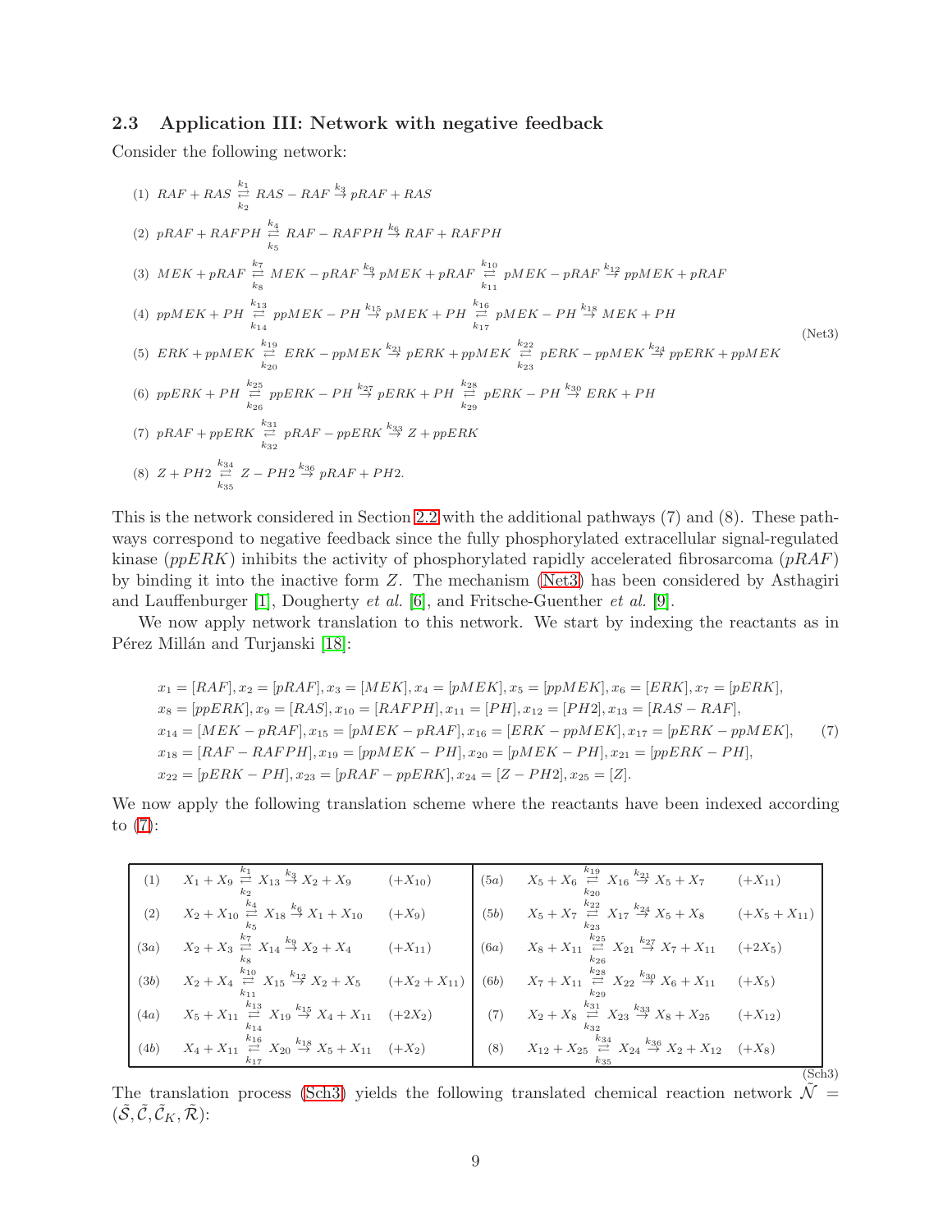### 2.3 Application III: Network with negative feedback

Consider the following network:

$$
\begin{array}{ll}
(1) & RAF + RAS \underset{k_2}{\overset{k_1}{\rightleftarrows}} RAS-RAF \overset{k_3}{\to} pRAF + RAS \\
(2) & pRAF + RAFPH \underset{k_5}{\overset{k_4}{\rightleftarrows}} RAF-RAFPH \overset{k_6}{\to} RAF + RAFPH \\
(3) & MEK + pRAF \underset{k_8}{\overset{k_7}{\rightleftarrows}} MEK-pRAF \overset{k_9}{\to} pMEK + pRAF \underset{k_{11}}{\overset{k_{10}}{\rightleftarrows}} pMEK-pRAF \overset{k_{12}}{\to} ppMEK + pRAF \\
(4) & ppMEK + PH \underset{k_{14}}{\overset{k_{13}}{\rightleftarrows}} ppMEK-PH \overset{k_{15}}{\to} pMEK + PH \underset{k_{17}}{\overset{k_{16}}{\rightleftarrows}} pMEK-PH \overset{k_{18}}{\to} MEK + PH \\
(5) & ERK + ppMEK \underset{k_{20}}{\overset{k_{19}}{\rightleftarrows}} ERK-ppMEK \overset{k_{21}}{\to} pERK + ppMEK \underset{k_{23}}{\overset{k_{22}}{\rightleftarrows}} pERK-ppMEK \overset{k_{24}}{\to} ppERK + ppMEK \\
(6) & ppERK + PH \underset{k_{26}}{\overset{k_{25}}{\rightleftarrows}} ppERK-PH \overset{k_{27}}{\to} pERK + PH \underset{k_{29}}{\overset{k_{28}}{\rightleftarrows}} pERK-PH \overset{k_{30}}{\to} ERK + PH \\
(7) & pRAF + ppERK \underset{k_{32}}{\overset{k_{31}}{\rightleftarrows}} pRAF-ppERK \overset{k_{33}}{\to} Z + ppERK \\
(8) & Z + PH2 \underset{k_{35}}{\overset{k_{34}}{\rightleftarrows}} Z-PH2 \overset{k_{36}}{\to} pRAF + PH2.
\end{array}
\tag{Net3}
$$

This is the network considered in Section 2.2 with the additional pathways (7) and (8). These pathways correspond to negative feedback since the fully phosphorylated extracellular signal-regulated kinase ($ppERK$) inhibits the activity of phosphorylated rapidly accelerated fibrosarcoma ($pRAF$) by binding it into the inactive form $Z$. The mechanism (Net3) has been considered by Asthagiri and Lauffenburger [1], Dougherty *et al.* [6], and Fritsche-Guenther *et al.* [9].

We now apply network translation to this network. We start by indexing the reactants as in Pérez Millán and Turjanski [18]:

$$
\begin{aligned}
& x_1=[RAF], x_2=[pRAF], x_3=[MEK], x_4=[pMEK], x_5=[ppMEK], x_6=[ERK], x_7=[pERK], \\
& x_8=[ppERK], x_9=[RAS], x_{10}=[RAFPH], x_{11}=[PH], x_{12}=[PH2], x_{13}=[RAS-RAF], \\
& x_{14}=[MEK-pRAF], x_{15}=[pMEK-pRAF], x_{16}=[ERK-ppMEK], x_{17}=[pERK-ppMEK], \\
& x_{18}=[RAF-RAFPH], x_{19}=[ppMEK-PH], x_{20}=[pMEK-PH], x_{21}=[ppERK-PH], \\
& x_{22}=[pERK-PH], x_{23}=[pRAF-ppERK], x_{24}=[Z-PH2], x_{25}=[Z].
\end{aligned}
\tag{7}
$$

We now apply the following translation scheme where the reactants have been indexed according to (7):

| | | | | | |
|---|---|---|---|---|---|
| (1) | $X_1+X_9 \underset{k_2}{\overset{k_1}{\rightleftarrows}} X_{13} \overset{k_3}{\to} X_2+X_9$ | $(+X_{10})$ | $(5a)$ | $X_5+X_6 \underset{k_{20}}{\overset{k_{19}}{\rightleftarrows}} X_{16} \overset{k_{21}}{\to} X_5+X_7$ | $(+X_{11})$ |
| (2) | $X_2+X_{10} \underset{k_5}{\overset{k_4}{\rightleftarrows}} X_{18} \overset{k_6}{\to} X_1+X_{10}$ | $(+X_9)$ | $(5b)$ | $X_5+X_7 \underset{k_{23}}{\overset{k_{22}}{\rightleftarrows}} X_{17} \overset{k_{24}}{\to} X_5+X_8$ | $(+X_5+X_{11})$ |
| $(3a)$ | $X_2+X_3 \underset{k_8}{\overset{k_7}{\rightleftarrows}} X_{14} \overset{k_9}{\to} X_2+X_4$ | $(+X_{11})$ | $(6a)$ | $X_8+X_{11} \underset{k_{26}}{\overset{k_{25}}{\rightleftarrows}} X_{21} \overset{k_{27}}{\to} X_7+X_{11}$ | $(+2X_5)$ |
| $(3b)$ | $X_2+X_4 \underset{k_{11}}{\overset{k_{10}}{\rightleftarrows}} X_{15} \overset{k_{12}}{\to} X_2+X_5$ | $(+X_2+X_{11})$ | $(6b)$ | $X_7+X_{11} \underset{k_{29}}{\overset{k_{28}}{\rightleftarrows}} X_{22} \overset{k_{30}}{\to} X_6+X_{11}$ | $(+X_5)$ |
| $(4a)$ | $X_5+X_{11} \underset{k_{14}}{\overset{k_{13}}{\rightleftarrows}} X_{19} \overset{k_{15}}{\to} X_4+X_{11}$ | $(+2X_2)$ | (7) | $X_2+X_8 \underset{k_{32}}{\overset{k_{31}}{\rightleftarrows}} X_{23} \overset{k_{33}}{\to} X_8+X_{25}$ | $(+X_{12})$ |
| $(4b)$ | $X_4+X_{11} \underset{k_{17}}{\overset{k_{16}}{\rightleftarrows}} X_{20} \overset{k_{18}}{\to} X_5+X_{11}$ | $(+X_2)$ | (8) | $X_{12}+X_{25} \underset{k_{35}}{\overset{k_{34}}{\rightleftarrows}} X_{24} \overset{k_{36}}{\to} X_2+X_{12}$ | $(+X_8)$ |

(Sch3)

The translation process (Sch3) yields the following translated chemical reaction network $\tilde{\mathcal{N}} = (\tilde{\mathcal{S}}, \tilde{\mathcal{C}}, \tilde{\mathcal{C}}_K, \tilde{\mathcal{R}})$: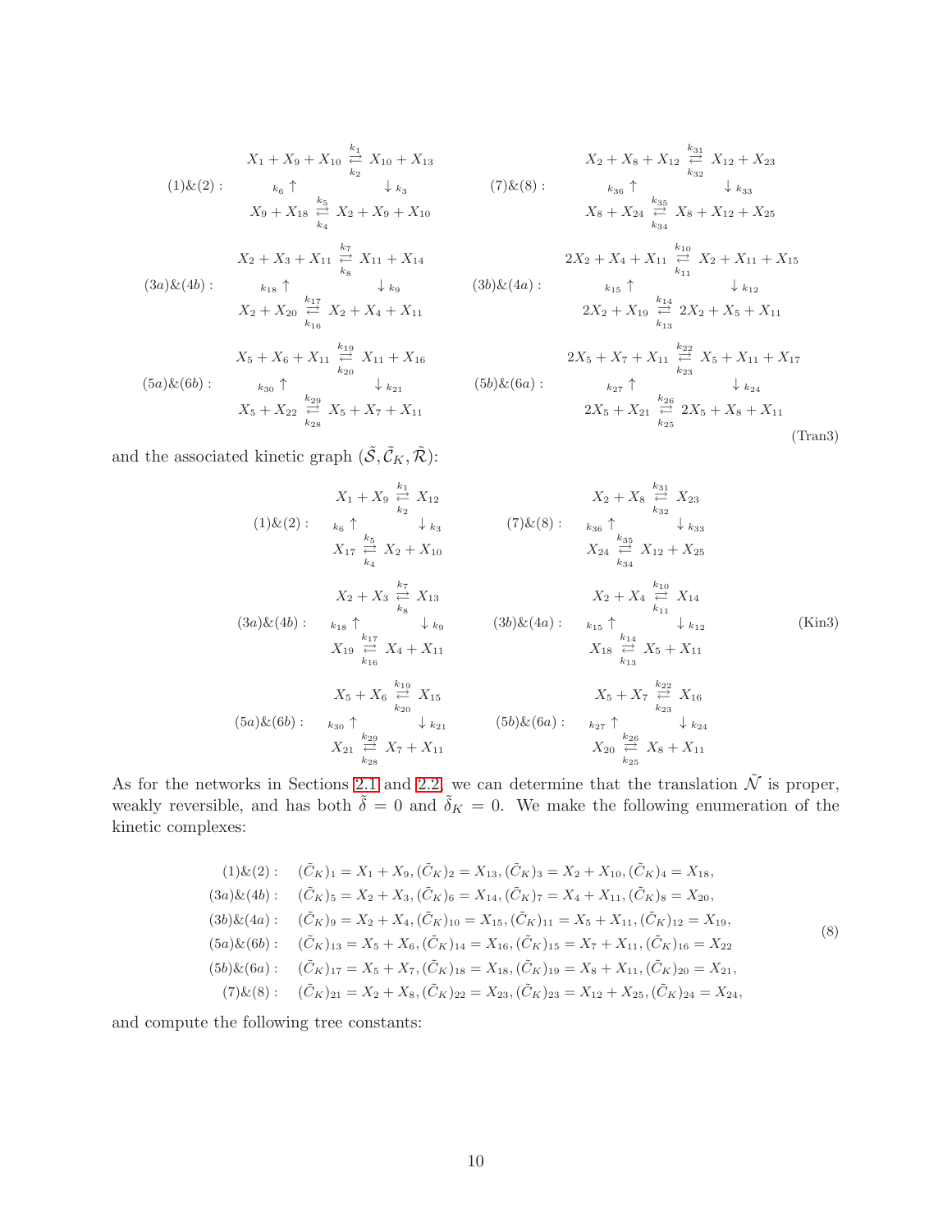$$
\begin{array}{ll}
(1)\&(2): & \begin{array}{ccc} X_1 + X_9 + X_{10} & \overset{k_1}{\underset{k_2}{\rightleftarrows}} & X_{10} + X_{13} \\ {\scriptstyle k_6}\uparrow & & \downarrow {\scriptstyle k_3} \\ X_9 + X_{18} & \overset{k_5}{\underset{k_4}{\rightleftarrows}} & X_2 + X_9 + X_{10} \end{array}
\qquad
(7)\&(8): \begin{array}{ccc} X_2 + X_8 + X_{12} & \overset{k_{31}}{\underset{k_{32}}{\rightleftarrows}} & X_{12} + X_{23} \\ {\scriptstyle k_{36}}\uparrow & & \downarrow {\scriptstyle k_{33}} \\ X_8 + X_{24} & \overset{k_{35}}{\underset{k_{34}}{\rightleftarrows}} & X_8 + X_{12} + X_{25} \end{array} \\
(3a)\&(4b): & \begin{array}{ccc} X_2 + X_3 + X_{11} & \overset{k_7}{\underset{k_8}{\rightleftarrows}} & X_{11} + X_{14} \\ {\scriptstyle k_{18}}\uparrow & & \downarrow {\scriptstyle k_9} \\ X_2 + X_{20} & \overset{k_{17}}{\underset{k_{16}}{\rightleftarrows}} & X_2 + X_4 + X_{11} \end{array}
\qquad
(3b)\&(4a): \begin{array}{ccc} 2X_2 + X_4 + X_{11} & \overset{k_{10}}{\underset{k_{11}}{\rightleftarrows}} & X_2 + X_{11} + X_{15} \\ {\scriptstyle k_{15}}\uparrow & & \downarrow {\scriptstyle k_{12}} \\ 2X_2 + X_{19} & \overset{k_{14}}{\underset{k_{13}}{\rightleftarrows}} & 2X_2 + X_5 + X_{11} \end{array} \\
(5a)\&(6b): & \begin{array}{ccc} X_5 + X_6 + X_{11} & \overset{k_{19}}{\underset{k_{20}}{\rightleftarrows}} & X_{11} + X_{16} \\ {\scriptstyle k_{30}}\uparrow & & \downarrow {\scriptstyle k_{21}} \\ X_5 + X_{22} & \overset{k_{29}}{\underset{k_{28}}{\rightleftarrows}} & X_5 + X_7 + X_{11} \end{array}
\qquad
(5b)\&(6a): \begin{array}{ccc} 2X_5 + X_7 + X_{11} & \overset{k_{22}}{\underset{k_{23}}{\rightleftarrows}} & X_5 + X_{11} + X_{17} \\ {\scriptstyle k_{27}}\uparrow & & \downarrow {\scriptstyle k_{24}} \\ 2X_5 + X_{21} & \overset{k_{26}}{\underset{k_{25}}{\rightleftarrows}} & 2X_5 + X_8 + X_{11} \end{array}
\end{array}
\tag{Tran3}
$$

and the associated kinetic graph $(\tilde{\mathcal{S}}, \tilde{\mathcal{C}}_K, \tilde{\mathcal{R}})$:

$$
\begin{array}{ll}
(1)\&(2): & \begin{array}{ccc} X_1 + X_9 & \overset{k_1}{\underset{k_2}{\rightleftarrows}} & X_{12} \\ {\scriptstyle k_6}\uparrow & & \downarrow {\scriptstyle k_3} \\ X_{17} & \overset{k_5}{\underset{k_4}{\rightleftarrows}} & X_2 + X_{10} \end{array}
\qquad
(7)\&(8): \begin{array}{ccc} X_2 + X_8 & \overset{k_{31}}{\underset{k_{32}}{\rightleftarrows}} & X_{23} \\ {\scriptstyle k_{36}}\uparrow & & \downarrow {\scriptstyle k_{33}} \\ X_{24} & \overset{k_{35}}{\underset{k_{34}}{\rightleftarrows}} & X_{12} + X_{25} \end{array} \\
(3a)\&(4b): & \begin{array}{ccc} X_2 + X_3 & \overset{k_7}{\underset{k_8}{\rightleftarrows}} & X_{13} \\ {\scriptstyle k_{18}}\uparrow & & \downarrow {\scriptstyle k_9} \\ X_{19} & \overset{k_{17}}{\underset{k_{16}}{\rightleftarrows}} & X_4 + X_{11} \end{array}
\qquad
(3b)\&(4a): \begin{array}{ccc} X_2 + X_4 & \overset{k_{10}}{\underset{k_{11}}{\rightleftarrows}} & X_{14} \\ {\scriptstyle k_{15}}\uparrow & & \downarrow {\scriptstyle k_{12}} \\ X_{18} & \overset{k_{14}}{\underset{k_{13}}{\rightleftarrows}} & X_5 + X_{11} \end{array} \\
(5a)\&(6b): & \begin{array}{ccc} X_5 + X_6 & \overset{k_{19}}{\underset{k_{20}}{\rightleftarrows}} & X_{15} \\ {\scriptstyle k_{30}}\uparrow & & \downarrow {\scriptstyle k_{21}} \\ X_{21} & \overset{k_{29}}{\underset{k_{28}}{\rightleftarrows}} & X_7 + X_{11} \end{array}
\qquad
(5b)\&(6a): \begin{array}{ccc} X_5 + X_7 & \overset{k_{22}}{\underset{k_{23}}{\rightleftarrows}} & X_{16} \\ {\scriptstyle k_{27}}\uparrow & & \downarrow {\scriptstyle k_{24}} \\ X_{20} & \overset{k_{26}}{\underset{k_{25}}{\rightleftarrows}} & X_8 + X_{11} \end{array}
\end{array}
\tag{Kin3}
$$

As for the networks in Sections 2.1 and 2.2, we can determine that the translation $\tilde{\mathcal{N}}$ is proper, weakly reversible, and has both $\tilde{\delta} = 0$ and $\tilde{\delta}_K = 0$. We make the following enumeration of the kinetic complexes:

$$
\begin{array}{rl}
(1)\&(2): & (\tilde{C}_K)_1 = X_1 + X_9, (\tilde{C}_K)_2 = X_{13}, (\tilde{C}_K)_3 = X_2 + X_{10}, (\tilde{C}_K)_4 = X_{18}, \\
(3a)\&(4b): & (\tilde{C}_K)_5 = X_2 + X_3, (\tilde{C}_K)_6 = X_{14}, (\tilde{C}_K)_7 = X_4 + X_{11}, (\tilde{C}_K)_8 = X_{20}, \\
(3b)\&(4a): & (\tilde{C}_K)_9 = X_2 + X_4, (\tilde{C}_K)_{10} = X_{15}, (\tilde{C}_K)_{11} = X_5 + X_{11}, (\tilde{C}_K)_{12} = X_{19}, \\
(5a)\&(6b): & (\tilde{C}_K)_{13} = X_5 + X_6, (\tilde{C}_K)_{14} = X_{16}, (\tilde{C}_K)_{15} = X_7 + X_{11}, (\tilde{C}_K)_{16} = X_{22} \\
(5b)\&(6a): & (\tilde{C}_K)_{17} = X_5 + X_7, (\tilde{C}_K)_{18} = X_{18}, (\tilde{C}_K)_{19} = X_8 + X_{11}, (\tilde{C}_K)_{20} = X_{21}, \\
(7)\&(8): & (\tilde{C}_K)_{21} = X_2 + X_8, (\tilde{C}_K)_{22} = X_{23}, (\tilde{C}_K)_{23} = X_{12} + X_{25}, (\tilde{C}_K)_{24} = X_{24},
\end{array}
\tag{8}
$$

and compute the following tree constants: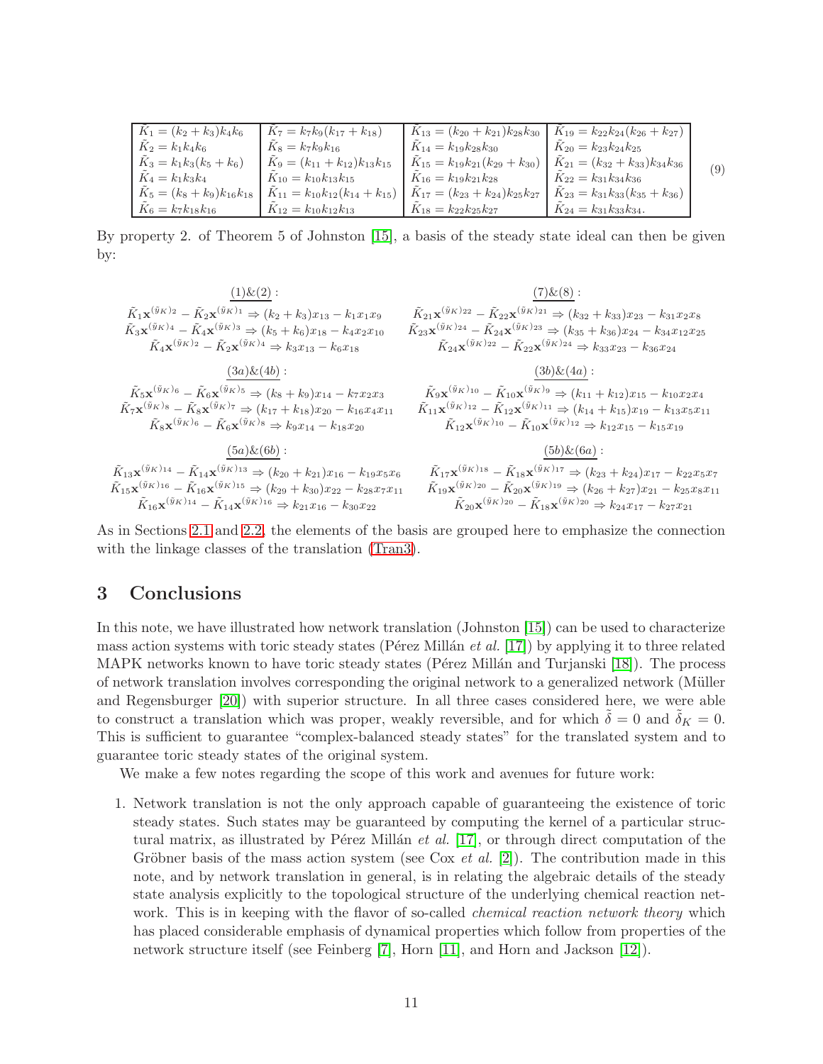$$
\begin{array}{|l|l|l|l|}
\hline
\tilde{K}_1 = (k_2+k_3)k_4k_6 & \tilde{K}_7 = k_7k_9(k_{17}+k_{18}) & \tilde{K}_{13} = (k_{20}+k_{21})k_{28}k_{30} & \tilde{K}_{19} = k_{22}k_{24}(k_{26}+k_{27}) \\
\tilde{K}_2 = k_1k_4k_6 & \tilde{K}_8 = k_7k_9k_{16} & \tilde{K}_{14} = k_{19}k_{28}k_{30} & \tilde{K}_{20} = k_{23}k_{24}k_{25} \\
\tilde{K}_3 = k_1k_3(k_5+k_6) & \tilde{K}_9 = (k_{11}+k_{12})k_{13}k_{15} & \tilde{K}_{15} = k_{19}k_{21}(k_{29}+k_{30}) & \tilde{K}_{21} = (k_{32}+k_{33})k_{34}k_{36} \\
\tilde{K}_4 = k_1k_3k_4 & \tilde{K}_{10} = k_{10}k_{13}k_{15} & \tilde{K}_{16} = k_{19}k_{21}k_{28} & \tilde{K}_{22} = k_{31}k_{34}k_{36} \\
\tilde{K}_5 = (k_8+k_9)k_{16}k_{18} & \tilde{K}_{11} = k_{10}k_{12}(k_{14}+k_{15}) & \tilde{K}_{17} = (k_{23}+k_{24})k_{25}k_{27} & \tilde{K}_{23} = k_{31}k_{33}(k_{35}+k_{36}) \\
\tilde{K}_6 = k_7k_{18}k_{16} & \tilde{K}_{12} = k_{10}k_{12}k_{13} & \tilde{K}_{18} = k_{22}k_{25}k_{27} & \tilde{K}_{24} = k_{31}k_{33}k_{34}. \\
\hline
\end{array}
\quad (9)
$$

By property 2. of Theorem 5 of Johnston [15], a basis of the steady state ideal can then be given by:

$$
\underline{(1)\&(2)}:
$$
$$
\begin{aligned}
\tilde{K}_1\mathbf{x}^{(\tilde{y}_K)_2} - \tilde{K}_2\mathbf{x}^{(\tilde{y}_K)_1} &\Rightarrow (k_2+k_3)x_{13} - k_1x_1x_9 \\
\tilde{K}_3\mathbf{x}^{(\tilde{y}_K)_4} - \tilde{K}_4\mathbf{x}^{(\tilde{y}_K)_3} &\Rightarrow (k_5+k_6)x_{18} - k_4x_2x_{10} \\
\tilde{K}_4\mathbf{x}^{(\tilde{y}_K)_2} - \tilde{K}_2\mathbf{x}^{(\tilde{y}_K)_4} &\Rightarrow k_3x_{13} - k_6x_{18}
\end{aligned}
$$

$$
\underline{(7)\&(8)}:
$$
$$
\begin{aligned}
\tilde{K}_{21}\mathbf{x}^{(\tilde{y}_K)_{22}} - \tilde{K}_{22}\mathbf{x}^{(\tilde{y}_K)_{21}} &\Rightarrow (k_{32}+k_{33})x_{23} - k_{31}x_2x_8 \\
\tilde{K}_{23}\mathbf{x}^{(\tilde{y}_K)_{24}} - \tilde{K}_{24}\mathbf{x}^{(\tilde{y}_K)_{23}} &\Rightarrow (k_{35}+k_{36})x_{24} - k_{34}x_{12}x_{25} \\
\tilde{K}_{24}\mathbf{x}^{(\tilde{y}_K)_{22}} - \tilde{K}_{22}\mathbf{x}^{(\tilde{y}_K)_{24}} &\Rightarrow k_{33}x_{23} - k_{36}x_{24}
\end{aligned}
$$

$$
\underline{(3a)\&(4b)}:
$$
$$
\begin{aligned}
\tilde{K}_5\mathbf{x}^{(\tilde{y}_K)_6} - \tilde{K}_6\mathbf{x}^{(\tilde{y}_K)_5} &\Rightarrow (k_8+k_9)x_{14} - k_7x_2x_3 \\
\tilde{K}_7\mathbf{x}^{(\tilde{y}_K)_8} - \tilde{K}_8\mathbf{x}^{(\tilde{y}_K)_7} &\Rightarrow (k_{17}+k_{18})x_{20} - k_{16}x_4x_{11} \\
\tilde{K}_8\mathbf{x}^{(\tilde{y}_K)_6} - \tilde{K}_6\mathbf{x}^{(\tilde{y}_K)_8} &\Rightarrow k_9x_{14} - k_{18}x_{20}
\end{aligned}
$$

$$
\underline{(3b)\&(4a)}:
$$
$$
\begin{aligned}
\tilde{K}_9\mathbf{x}^{(\tilde{y}_K)_{10}} - \tilde{K}_{10}\mathbf{x}^{(\tilde{y}_K)_9} &\Rightarrow (k_{11}+k_{12})x_{15} - k_{10}x_2x_4 \\
\tilde{K}_{11}\mathbf{x}^{(\tilde{y}_K)_{12}} - \tilde{K}_{12}\mathbf{x}^{(\tilde{y}_K)_{11}} &\Rightarrow (k_{14}+k_{15})x_{19} - k_{13}x_5x_{11} \\
\tilde{K}_{12}\mathbf{x}^{(\tilde{y}_K)_{10}} - \tilde{K}_{10}\mathbf{x}^{(\tilde{y}_K)_{12}} &\Rightarrow k_{12}x_{15} - k_{15}x_{19}
\end{aligned}
$$

$$
\underline{(5a)\&(6b)}:
$$
$$
\begin{aligned}
\tilde{K}_{13}\mathbf{x}^{(\tilde{y}_K)_{14}} - \tilde{K}_{14}\mathbf{x}^{(\tilde{y}_K)_{13}} &\Rightarrow (k_{20}+k_{21})x_{16} - k_{19}x_5x_6 \\
\tilde{K}_{15}\mathbf{x}^{(\tilde{y}_K)_{16}} - \tilde{K}_{16}\mathbf{x}^{(\tilde{y}_K)_{15}} &\Rightarrow (k_{29}+k_{30})x_{22} - k_{28}x_7x_{11} \\
\tilde{K}_{16}\mathbf{x}^{(\tilde{y}_K)_{14}} - \tilde{K}_{14}\mathbf{x}^{(\tilde{y}_K)_{16}} &\Rightarrow k_{21}x_{16} - k_{30}x_{22}
\end{aligned}
$$

$$
\underline{(5b)\&(6a)}:
$$
$$
\begin{aligned}
\tilde{K}_{17}\mathbf{x}^{(\tilde{y}_K)_{18}} - \tilde{K}_{18}\mathbf{x}^{(\tilde{y}_K)_{17}} &\Rightarrow (k_{23}+k_{24})x_{17} - k_{22}x_5x_7 \\
\tilde{K}_{19}\mathbf{x}^{(\tilde{y}_K)_{20}} - \tilde{K}_{20}\mathbf{x}^{(\tilde{y}_K)_{19}} &\Rightarrow (k_{26}+k_{27})x_{21} - k_{25}x_8x_{11} \\
\tilde{K}_{20}\mathbf{x}^{(\tilde{y}_K)_{20}} - \tilde{K}_{18}\mathbf{x}^{(\tilde{y}_K)_{20}} &\Rightarrow k_{24}x_{17} - k_{27}x_{21}
\end{aligned}
$$

As in Sections 2.1 and 2.2, the elements of the basis are grouped here to emphasize the connection with the linkage classes of the translation (Tran3).

# 3 Conclusions

In this note, we have illustrated how network translation (Johnston [15]) can be used to characterize mass action systems with toric steady states (Pérez Millán *et al.* [17]) by applying it to three related MAPK networks known to have toric steady states (Pérez Millán and Turjanski [18]). The process of network translation involves corresponding the original network to a generalized network (Müller and Regensburger [20]) with superior structure. In all three cases considered here, we were able to construct a translation which was proper, weakly reversible, and for which $\tilde{\delta} = 0$ and $\tilde{\delta}_K = 0$. This is sufficient to guarantee "complex-balanced steady states" for the translated system and to guarantee toric steady states of the original system.

We make a few notes regarding the scope of this work and avenues for future work:

1. Network translation is not the only approach capable of guaranteeing the existence of toric steady states. Such states may be guaranteed by computing the kernel of a particular structural matrix, as illustrated by Pérez Millán *et al.* [17], or through direct computation of the Gröbner basis of the mass action system (see Cox *et al.* [2]). The contribution made in this note, and by network translation in general, is in relating the algebraic details of the steady state analysis explicitly to the topological structure of the underlying chemical reaction network. This is in keeping with the flavor of so-called *chemical reaction network theory* which has placed considerable emphasis of dynamical properties which follow from properties of the network structure itself (see Feinberg [7], Horn [11], and Horn and Jackson [12]).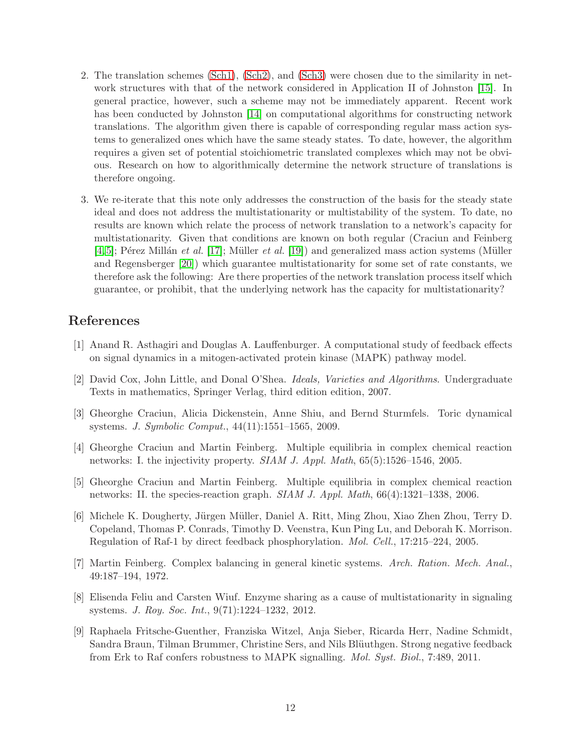2. The translation schemes (Sch1), (Sch2), and (Sch3) were chosen due to the similarity in network structures with that of the network considered in Application II of Johnston [15]. In general practice, however, such a scheme may not be immediately apparent. Recent work has been conducted by Johnston [14] on computational algorithms for constructing network translations. The algorithm given there is capable of corresponding regular mass action systems to generalized ones which have the same steady states. To date, however, the algorithm requires a given set of potential stoichiometric translated complexes which may not be obvious. Research on how to algorithmically determine the network structure of translations is therefore ongoing.

3. We re-iterate that this note only addresses the construction of the basis for the steady state ideal and does not address the multistationarity or multistability of the system. To date, no results are known which relate the process of network translation to a network's capacity for multistationarity. Given that conditions are known on both regular (Craciun and Feinberg [4,5]; Pérez Millán *et al.* [17]; Müller *et al.* [19]) and generalized mass action systems (Müller and Regensberger [20]) which guarantee multistationarity for some set of rate constants, we therefore ask the following: Are there properties of the network translation process itself which guarantee, or prohibit, that the underlying network has the capacity for multistationarity?

# References

[1] Anand R. Asthagiri and Douglas A. Lauffenburger. A computational study of feedback effects on signal dynamics in a mitogen-activated protein kinase (MAPK) pathway model.

[2] David Cox, John Little, and Donal O'Shea. *Ideals, Varieties and Algorithms*. Undergraduate Texts in mathematics, Springer Verlag, third edition edition, 2007.

[3] Gheorghe Craciun, Alicia Dickenstein, Anne Shiu, and Bernd Sturmfels. Toric dynamical systems. *J. Symbolic Comput.*, 44(11):1551–1565, 2009.

[4] Gheorghe Craciun and Martin Feinberg. Multiple equilibria in complex chemical reaction networks: I. the injectivity property. *SIAM J. Appl. Math*, 65(5):1526–1546, 2005.

[5] Gheorghe Craciun and Martin Feinberg. Multiple equilibria in complex chemical reaction networks: II. the species-reaction graph. *SIAM J. Appl. Math*, 66(4):1321–1338, 2006.

[6] Michele K. Dougherty, Jürgen Müller, Daniel A. Ritt, Ming Zhou, Xiao Zhen Zhou, Terry D. Copeland, Thomas P. Conrads, Timothy D. Veenstra, Kun Ping Lu, and Deborah K. Morrison. Regulation of Raf-1 by direct feedback phosphorylation. *Mol. Cell.*, 17:215–224, 2005.

[7] Martin Feinberg. Complex balancing in general kinetic systems. *Arch. Ration. Mech. Anal.*, 49:187–194, 1972.

[8] Elisenda Feliu and Carsten Wiuf. Enzyme sharing as a cause of multistationarity in signaling systems. *J. Roy. Soc. Int.*, 9(71):1224–1232, 2012.

[9] Raphaela Fritsche-Guenther, Franziska Witzel, Anja Sieber, Ricarda Herr, Nadine Schmidt, Sandra Braun, Tilman Brummer, Christine Sers, and Nils Blüuthgen. Strong negative feedback from Erk to Raf confers robustness to MAPK signalling. *Mol. Syst. Biol.*, 7:489, 2011.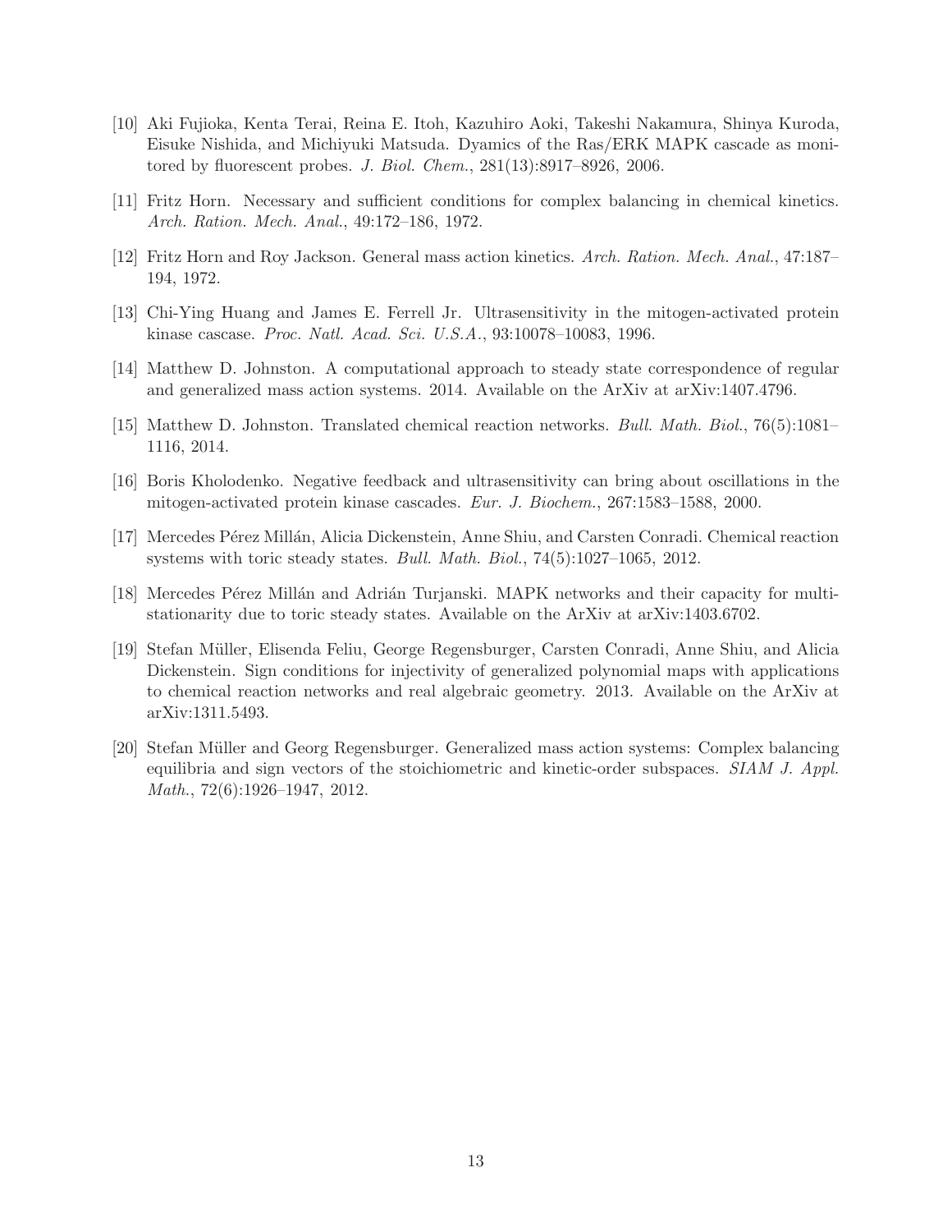[10] Aki Fujioka, Kenta Terai, Reina E. Itoh, Kazuhiro Aoki, Takeshi Nakamura, Shinya Kuroda, Eisuke Nishida, and Michiyuki Matsuda. Dyamics of the Ras/ERK MAPK cascade as monitored by fluorescent probes. *J. Biol. Chem.*, 281(13):8917–8926, 2006.

[11] Fritz Horn. Necessary and sufficient conditions for complex balancing in chemical kinetics. *Arch. Ration. Mech. Anal.*, 49:172–186, 1972.

[12] Fritz Horn and Roy Jackson. General mass action kinetics. *Arch. Ration. Mech. Anal.*, 47:187–194, 1972.

[13] Chi-Ying Huang and James E. Ferrell Jr. Ultrasensitivity in the mitogen-activated protein kinase cascase. *Proc. Natl. Acad. Sci. U.S.A.*, 93:10078–10083, 1996.

[14] Matthew D. Johnston. A computational approach to steady state correspondence of regular and generalized mass action systems. 2014. Available on the ArXiv at arXiv:1407.4796.

[15] Matthew D. Johnston. Translated chemical reaction networks. *Bull. Math. Biol.*, 76(5):1081–1116, 2014.

[16] Boris Kholodenko. Negative feedback and ultrasensitivity can bring about oscillations in the mitogen-activated protein kinase cascades. *Eur. J. Biochem.*, 267:1583–1588, 2000.

[17] Mercedes Pérez Millán, Alicia Dickenstein, Anne Shiu, and Carsten Conradi. Chemical reaction systems with toric steady states. *Bull. Math. Biol.*, 74(5):1027–1065, 2012.

[18] Mercedes Pérez Millán and Adrián Turjanski. MAPK networks and their capacity for multistationarity due to toric steady states. Available on the ArXiv at arXiv:1403.6702.

[19] Stefan Müller, Elisenda Feliu, George Regensburger, Carsten Conradi, Anne Shiu, and Alicia Dickenstein. Sign conditions for injectivity of generalized polynomial maps with applications to chemical reaction networks and real algebraic geometry. 2013. Available on the ArXiv at arXiv:1311.5493.

[20] Stefan Müller and Georg Regensburger. Generalized mass action systems: Complex balancing equilibria and sign vectors of the stoichiometric and kinetic-order subspaces. *SIAM J. Appl. Math.*, 72(6):1926–1947, 2012.